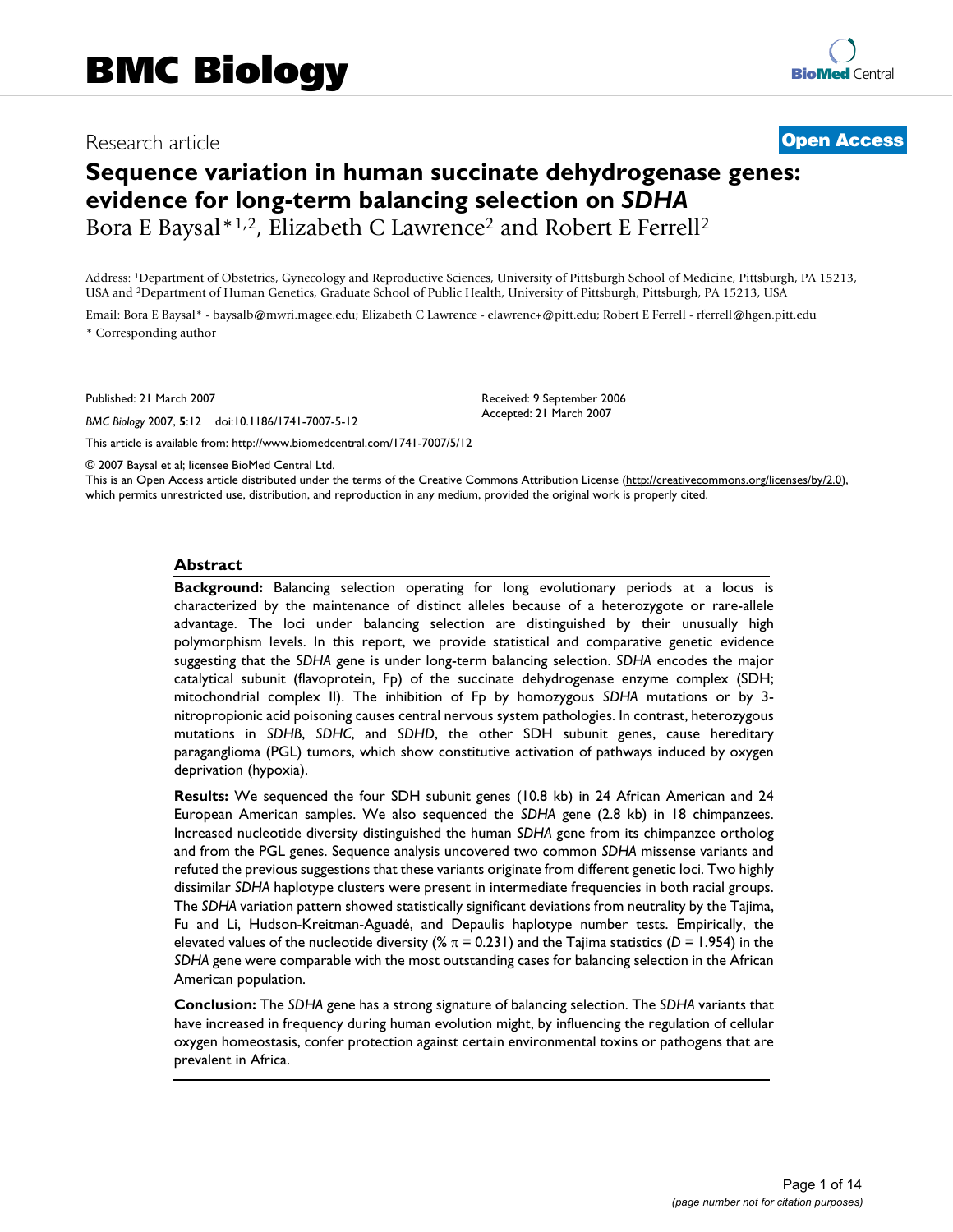BMC Biology

Research article

**Open Access**

# Sequence variation in human succinate dehydrogenase genes: evidence for long-term balancing selection on *SDHA*

Bora E Baysal*[1,2], Elizabeth C Lawrence[2] and Robert E Ferrell[2]

Address: [1]Department of Obstetrics, Gynecology and Reproductive Sciences, University of Pittsburgh School of Medicine, Pittsburgh, PA 15213, USA and [2]Department of Human Genetics, Graduate School of Public Health, University of Pittsburgh, Pittsburgh, PA 15213, USA

Email: Bora E Baysal* - baysalb@mwri.magee.edu; Elizabeth C Lawrence - elawrenc+@pitt.edu; Robert E Ferrell - rferrell@hgen.pitt.edu

\* Corresponding author

Published: 21 March 2007

*BMC Biology* 2007, **5**:12 doi:10.1186/1741-7007-5-12

Received: 9 September 2006
Accepted: 21 March 2007

This article is available from: http://www.biomedcentral.com/1741-7007/5/12

© 2007 Baysal et al; licensee BioMed Central Ltd.

This is an Open Access article distributed under the terms of the Creative Commons Attribution License (http://creativecommons.org/licenses/by/2.0), which permits unrestricted use, distribution, and reproduction in any medium, provided the original work is properly cited.

## Abstract

**Background:** Balancing selection operating for long evolutionary periods at a locus is characterized by the maintenance of distinct alleles because of a heterozygote or rare-allele advantage. The loci under balancing selection are distinguished by their unusually high polymorphism levels. In this report, we provide statistical and comparative genetic evidence suggesting that the *SDHA* gene is under long-term balancing selection. *SDHA* encodes the major catalytical subunit (flavoprotein, Fp) of the succinate dehydrogenase enzyme complex (SDH; mitochondrial complex II). The inhibition of Fp by homozygous *SDHA* mutations or by 3-nitropropionic acid poisoning causes central nervous system pathologies. In contrast, heterozygous mutations in *SDHB*, *SDHC*, and *SDHD*, the other SDH subunit genes, cause hereditary paraganglioma (PGL) tumors, which show constitutive activation of pathways induced by oxygen deprivation (hypoxia).

**Results:** We sequenced the four SDH subunit genes (10.8 kb) in 24 African American and 24 European American samples. We also sequenced the *SDHA* gene (2.8 kb) in 18 chimpanzees. Increased nucleotide diversity distinguished the human *SDHA* gene from its chimpanzee ortholog and from the PGL genes. Sequence analysis uncovered two common *SDHA* missense variants and refuted the previous suggestions that these variants originate from different genetic loci. Two highly dissimilar *SDHA* haplotype clusters were present in intermediate frequencies in both racial groups. The *SDHA* variation pattern showed statistically significant deviations from neutrality by the Tajima, Fu and Li, Hudson-Kreitman-Aguadé, and Depaulis haplotype number tests. Empirically, the elevated values of the nucleotide diversity (% $\pi$ = 0.231) and the Tajima statistics ($D$ = 1.954) in the *SDHA* gene were comparable with the most outstanding cases for balancing selection in the African American population.

**Conclusion:** The *SDHA* gene has a strong signature of balancing selection. The *SDHA* variants that have increased in frequency during human evolution might, by influencing the regulation of cellular oxygen homeostasis, confer protection against certain environmental toxins or pathogens that are prevalent in Africa.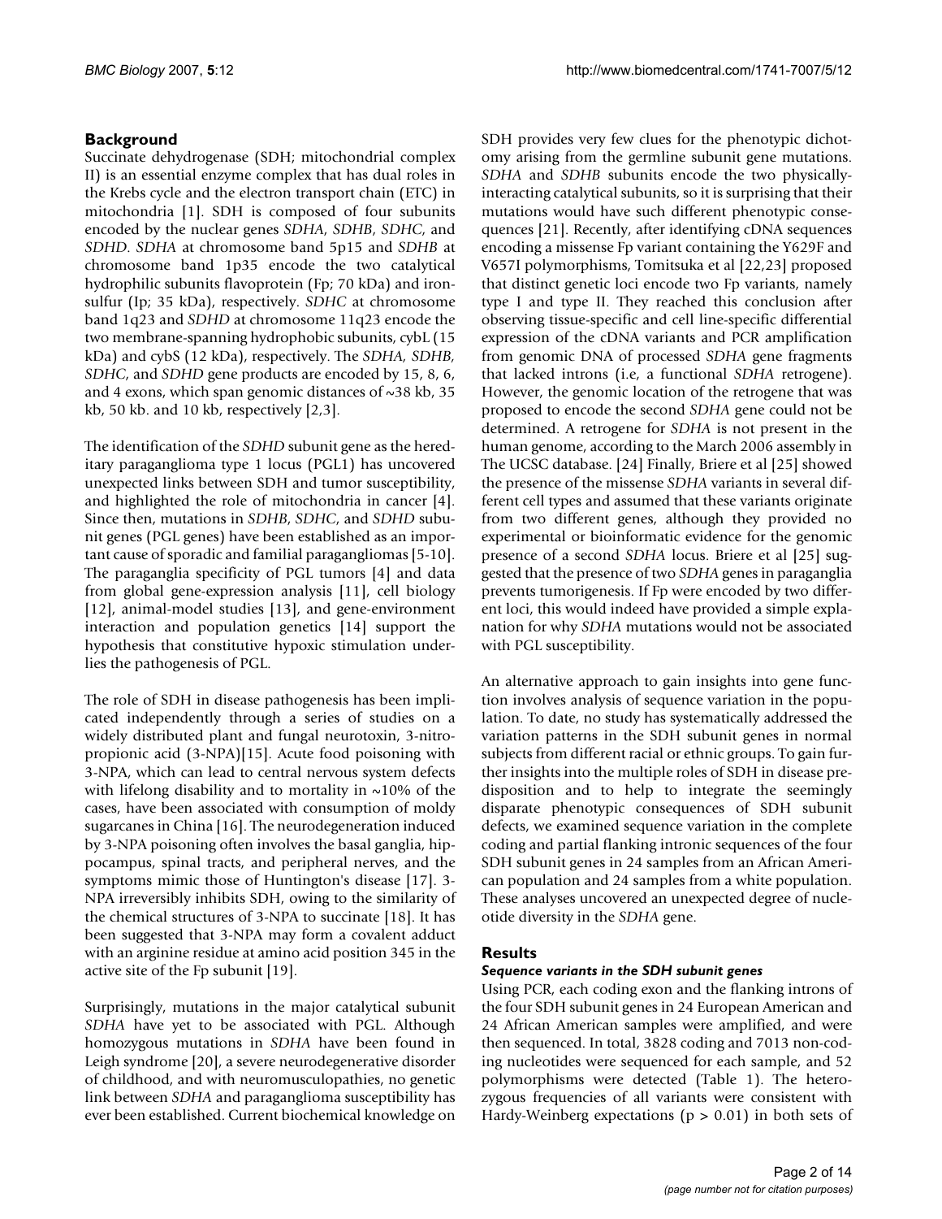## Background

Succinate dehydrogenase (SDH; mitochondrial complex II) is an essential enzyme complex that has dual roles in the Krebs cycle and the electron transport chain (ETC) in mitochondria [1]. SDH is composed of four subunits encoded by the nuclear genes *SDHA*, *SDHB*, *SDHC*, and *SDHD*. *SDHA* at chromosome band 5p15 and *SDHB* at chromosome band 1p35 encode the two catalytical hydrophilic subunits flavoprotein (Fp; 70 kDa) and iron-sulfur (Ip; 35 kDa), respectively. *SDHC* at chromosome band 1q23 and *SDHD* at chromosome 11q23 encode the two membrane-spanning hydrophobic subunits, cybL (15 kDa) and cybS (12 kDa), respectively. The *SDHA, SDHB, SDHC*, and *SDHD* gene products are encoded by 15, 8, 6, and 4 exons, which span genomic distances of ~38 kb, 35 kb, 50 kb. and 10 kb, respectively [2,3].

The identification of the *SDHD* subunit gene as the hereditary paraganglioma type 1 locus (PGL1) has uncovered unexpected links between SDH and tumor susceptibility, and highlighted the role of mitochondria in cancer [4]. Since then, mutations in *SDHB*, *SDHC*, and *SDHD* subunit genes (PGL genes) have been established as an important cause of sporadic and familial paragangliomas [5-10]. The paraganglia specificity of PGL tumors [4] and data from global gene-expression analysis [11], cell biology [12], animal-model studies [13], and gene-environment interaction and population genetics [14] support the hypothesis that constitutive hypoxic stimulation underlies the pathogenesis of PGL.

The role of SDH in disease pathogenesis has been implicated independently through a series of studies on a widely distributed plant and fungal neurotoxin, 3-nitropropionic acid (3-NPA)[15]. Acute food poisoning with 3-NPA, which can lead to central nervous system defects with lifelong disability and to mortality in ~10% of the cases, have been associated with consumption of moldy sugarcanes in China [16]. The neurodegeneration induced by 3-NPA poisoning often involves the basal ganglia, hippocampus, spinal tracts, and peripheral nerves, and the symptoms mimic those of Huntington's disease [17]. 3-NPA irreversibly inhibits SDH, owing to the similarity of the chemical structures of 3-NPA to succinate [18]. It has been suggested that 3-NPA may form a covalent adduct with an arginine residue at amino acid position 345 in the active site of the Fp subunit [19].

Surprisingly, mutations in the major catalytical subunit *SDHA* have yet to be associated with PGL. Although homozygous mutations in *SDHA* have been found in Leigh syndrome [20], a severe neurodegenerative disorder of childhood, and with neuromusculopathies, no genetic link between *SDHA* and paraganglioma susceptibility has ever been established. Current biochemical knowledge on SDH provides very few clues for the phenotypic dichotomy arising from the germline subunit gene mutations. *SDHA* and *SDHB* subunits encode the two physically-interacting catalytical subunits, so it is surprising that their mutations would have such different phenotypic consequences [21]. Recently, after identifying cDNA sequences encoding a missense Fp variant containing the Y629F and V657I polymorphisms, Tomitsuka et al [22,23] proposed that distinct genetic loci encode two Fp variants, namely type I and type II. They reached this conclusion after observing tissue-specific and cell line-specific differential expression of the cDNA variants and PCR amplification from genomic DNA of processed *SDHA* gene fragments that lacked introns (i.e, a functional *SDHA* retrogene). However, the genomic location of the retrogene that was proposed to encode the second *SDHA* gene could not be determined. A retrogene for *SDHA* is not present in the human genome, according to the March 2006 assembly in The UCSC database. [24] Finally, Briere et al [25] showed the presence of the missense *SDHA* variants in several different cell types and assumed that these variants originate from two different genes, although they provided no experimental or bioinformatic evidence for the genomic presence of a second *SDHA* locus. Briere et al [25] suggested that the presence of two *SDHA* genes in paraganglia prevents tumorigenesis. If Fp were encoded by two different loci, this would indeed have provided a simple explanation for why *SDHA* mutations would not be associated with PGL susceptibility.

An alternative approach to gain insights into gene function involves analysis of sequence variation in the population. To date, no study has systematically addressed the variation patterns in the SDH subunit genes in normal subjects from different racial or ethnic groups. To gain further insights into the multiple roles of SDH in disease predisposition and to help to integrate the seemingly disparate phenotypic consequences of SDH subunit defects, we examined sequence variation in the complete coding and partial flanking intronic sequences of the four SDH subunit genes in 24 samples from an African American population and 24 samples from a white population. These analyses uncovered an unexpected degree of nucleotide diversity in the *SDHA* gene.

## Results

### *Sequence variants in the SDH subunit genes*

Using PCR, each coding exon and the flanking introns of the four SDH subunit genes in 24 European American and 24 African American samples were amplified, and were then sequenced. In total, 3828 coding and 7013 non-coding nucleotides were sequenced for each sample, and 52 polymorphisms were detected (Table 1). The heterozygous frequencies of all variants were consistent with Hardy-Weinberg expectations ($p > 0.01$) in both sets of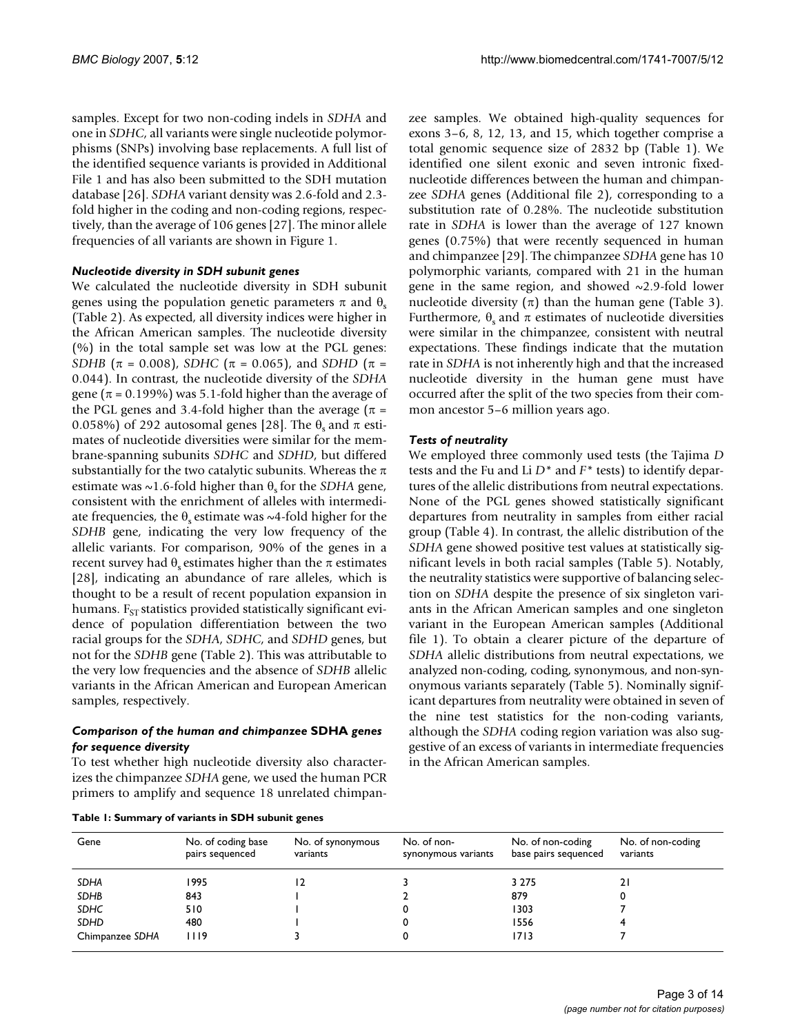samples. Except for two non-coding indels in *SDHA* and one in *SDHC*, all variants were single nucleotide polymorphisms (SNPs) involving base replacements. A full list of the identified sequence variants is provided in Additional File 1 and has also been submitted to the SDH mutation database [26]. *SDHA* variant density was 2.6-fold and 2.3-fold higher in the coding and non-coding regions, respectively, than the average of 106 genes [27]. The minor allele frequencies of all variants are shown in Figure 1.

### *Nucleotide diversity in SDH subunit genes*

We calculated the nucleotide diversity in SDH subunit genes using the population genetic parameters $\pi$ and $\theta_s$ (Table 2). As expected, all diversity indices were higher in the African American samples. The nucleotide diversity (%) in the total sample set was low at the PGL genes: *SDHB* ($\pi$ = 0.008), *SDHC* ($\pi$ = 0.065), and *SDHD* ($\pi$ = 0.044). In contrast, the nucleotide diversity of the *SDHA* gene ($\pi$ = 0.199%) was 5.1-fold higher than the average of the PGL genes and 3.4-fold higher than the average ($\pi$ = 0.058%) of 292 autosomal genes [28]. The $\theta_s$ and $\pi$ estimates of nucleotide diversities were similar for the membrane-spanning subunits *SDHC* and *SDHD*, but differed substantially for the two catalytic subunits. Whereas the $\pi$ estimate was ~1.6-fold higher than $\theta_s$ for the *SDHA* gene, consistent with the enrichment of alleles with intermediate frequencies, the $\theta_s$ estimate was ~4-fold higher for the *SDHB* gene, indicating the very low frequency of the allelic variants. For comparison, 90% of the genes in a recent survey had $\theta_s$ estimates higher than the $\pi$ estimates [28], indicating an abundance of rare alleles, which is thought to be a result of recent population expansion in humans. $F_{ST}$ statistics provided statistically significant evidence of population differentiation between the two racial groups for the *SDHA*, *SDHC*, and *SDHD* genes, but not for the *SDHB* gene (Table 2). This was attributable to the very low frequencies and the absence of *SDHB* allelic variants in the African American and European American samples, respectively.

### *Comparison of the human and chimpanzee* SDHA *genes for sequence diversity*

To test whether high nucleotide diversity also characterizes the chimpanzee *SDHA* gene, we used the human PCR primers to amplify and sequence 18 unrelated chimpanzee samples. We obtained high-quality sequences for exons 3–6, 8, 12, 13, and 15, which together comprise a total genomic sequence size of 2832 bp (Table 1). We identified one silent exonic and seven intronic fixed-nucleotide differences between the human and chimpanzee *SDHA* genes (Additional file 2), corresponding to a substitution rate of 0.28%. The nucleotide substitution rate in *SDHA* is lower than the average of 127 known genes (0.75%) that were recently sequenced in human and chimpanzee [29]. The chimpanzee *SDHA* gene has 10 polymorphic variants, compared with 21 in the human gene in the same region, and showed ~2.9-fold lower nucleotide diversity ($\pi$) than the human gene (Table 3). Furthermore, $\theta_s$ and $\pi$ estimates of nucleotide diversities were similar in the chimpanzee, consistent with neutral expectations. These findings indicate that the mutation rate in *SDHA* is not inherently high and that the increased nucleotide diversity in the human gene must have occurred after the split of the two species from their common ancestor 5–6 million years ago.

### *Tests of neutrality*

We employed three commonly used tests (the Tajima *D* tests and the Fu and Li *D** and *F** tests) to identify departures of the allelic distributions from neutral expectations. None of the PGL genes showed statistically significant departures from neutrality in samples from either racial group (Table 4). In contrast, the allelic distribution of the *SDHA* gene showed positive test values at statistically significant levels in both racial samples (Table 5). Notably, the neutrality statistics were supportive of balancing selection on *SDHA* despite the presence of six singleton variants in the African American samples and one singleton variant in the European American samples (Additional file 1). To obtain a clearer picture of the departure of *SDHA* allelic distributions from neutral expectations, we analyzed non-coding, coding, synonymous, and non-synonymous variants separately (Table 5). Nominally significant departures from neutrality were obtained in seven of the nine test statistics for the non-coding variants, although the *SDHA* coding region variation was also suggestive of an excess of variants in intermediate frequencies in the African American samples.

**Table 1: Summary of variants in SDH subunit genes**

| Gene | No. of coding base pairs sequenced | No. of synonymous variants | No. of non-synonymous variants | No. of non-coding base pairs sequenced | No. of non-coding variants |
|---|---|---|---|---|---|
| *SDHA* | 1995 | 12 | 3 | 3 275 | 21 |
| *SDHB* | 843 | 1 | 2 | 879 | 0 |
| *SDHC* | 510 | 1 | 0 | 1303 | 7 |
| *SDHD* | 480 | 1 | 0 | 1556 | 4 |
| Chimpanzee *SDHA* | 1119 | 3 | 0 | 1713 | 7 |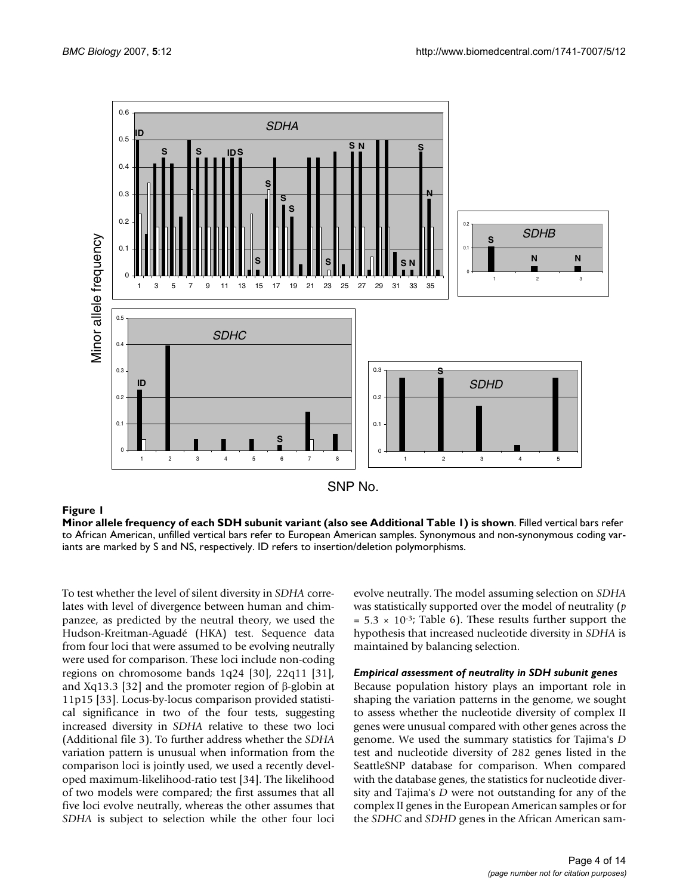**Figure 1**

**Minor allele frequency of each SDH subunit variant (also see Additional Table 1) is shown**. Filled vertical bars refer to African American, unfilled vertical bars refer to European American samples. Synonymous and non-synonymous coding variants are marked by S and NS, respectively. ID refers to insertion/deletion polymorphisms.

To test whether the level of silent diversity in *SDHA* correlates with level of divergence between human and chimpanzee, as predicted by the neutral theory, we used the Hudson-Kreitman-Aguadé (HKA) test. Sequence data from four loci that were assumed to be evolving neutrally were used for comparison. These loci include non-coding regions on chromosome bands 1q24 [30], 22q11 [31], and Xq13.3 [32] and the promoter region of β-globin at 11p15 [33]. Locus-by-locus comparison provided statistical significance in two of the four tests, suggesting increased diversity in *SDHA* relative to these two loci (Additional file 3). To further address whether the *SDHA* variation pattern is unusual when information from the comparison loci is jointly used, we used a recently developed maximum-likelihood-ratio test [34]. The likelihood of two models were compared; the first assumes that all five loci evolve neutrally, whereas the other assumes that *SDHA* is subject to selection while the other four loci evolve neutrally. The model assuming selection on *SDHA* was statistically supported over the model of neutrality ($p = 5.3 \times 10^{-3}$; Table 6). These results further support the hypothesis that increased nucleotide diversity in *SDHA* is maintained by balancing selection.

### *Empirical assessment of neutrality in SDH subunit genes*

Because population history plays an important role in shaping the variation patterns in the genome, we sought to assess whether the nucleotide diversity of complex II genes were unusual compared with other genes across the genome. We used the summary statistics for Tajima's *D* test and nucleotide diversity of 282 genes listed in the SeattleSNP database for comparison. When compared with the database genes, the statistics for nucleotide diversity and Tajima's *D* were not outstanding for any of the complex II genes in the European American samples or for the *SDHC* and *SDHD* genes in the African American sam-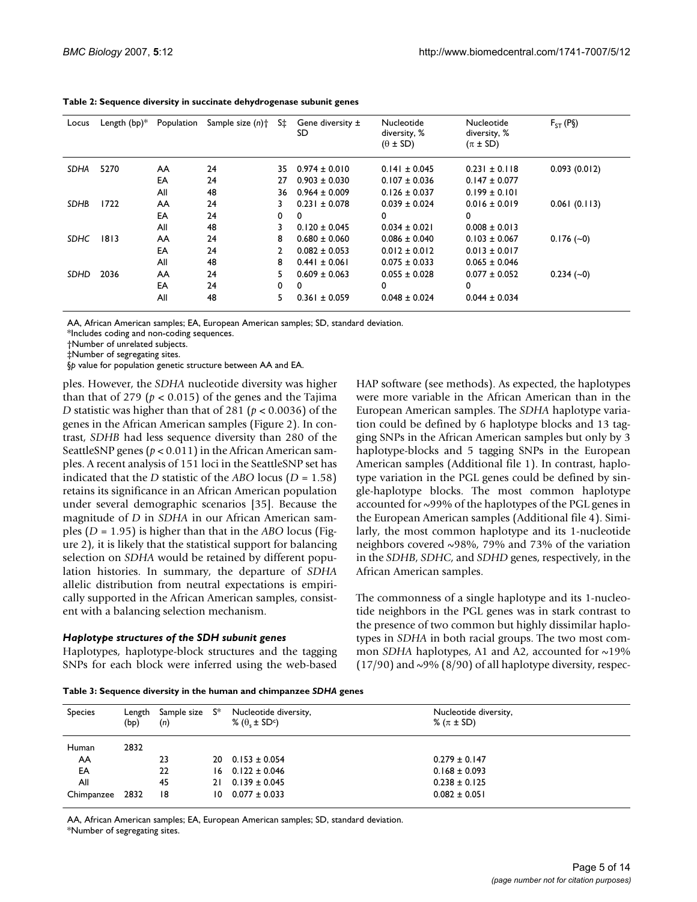**Table 2: Sequence diversity in succinate dehydrogenase subunit genes**

| Locus | Length (bp)* | Population | Sample size ($n$)† | S‡ | Gene diversity ± SD | Nucleotide diversity, % ($\theta$ ± SD) | Nucleotide diversity, % ($\pi$ ± SD) | $F_{ST}$ (P§) |
|---|---|---|---|---|---|---|---|---|
| *SDHA* | 5270 | AA | 24 | 35 | 0.974 ± 0.010 | 0.141 ± 0.045 | 0.231 ± 0.118 | 0.093 (0.012) |
| | | EA | 24 | 27 | 0.903 ± 0.030 | 0.107 ± 0.036 | 0.147 ± 0.077 | |
| | | All | 48 | 36 | 0.964 ± 0.009 | 0.126 ± 0.037 | 0.199 ± 0.101 | |
| *SDHB* | 1722 | AA | 24 | 3 | 0.231 ± 0.078 | 0.039 ± 0.024 | 0.016 ± 0.019 | 0.061 (0.113) |
| | | EA | 24 | 0 | 0 | 0 | 0 | |
| | | All | 48 | 3 | 0.120 ± 0.045 | 0.034 ± 0.021 | 0.008 ± 0.013 | |
| *SDHC* | 1813 | AA | 24 | 8 | 0.680 ± 0.060 | 0.086 ± 0.040 | 0.103 ± 0.067 | 0.176 (~0) |
| | | EA | 24 | 2 | 0.082 ± 0.053 | 0.012 ± 0.012 | 0.013 ± 0.017 | |
| | | All | 48 | 8 | 0.441 ± 0.061 | 0.075 ± 0.033 | 0.065 ± 0.046 | |
| *SDHD* | 2036 | AA | 24 | 5 | 0.609 ± 0.063 | 0.055 ± 0.028 | 0.077 ± 0.052 | 0.234 (~0) |
| | | EA | 24 | 0 | 0 | 0 | 0 | |
| | | All | 48 | 5 | 0.361 ± 0.059 | 0.048 ± 0.024 | 0.044 ± 0.034 | |

AA, African American samples; EA, European American samples; SD, standard deviation.
*Includes coding and non-coding sequences.
†Number of unrelated subjects.
‡Number of segregating sites.
§$p$ value for population genetic structure between AA and EA.

ples. However, the *SDHA* nucleotide diversity was higher than that of 279 ($p < 0.015$) of the genes and the Tajima *D* statistic was higher than that of 281 ($p < 0.0036$) of the genes in the African American samples (Figure 2). In contrast, *SDHB* had less sequence diversity than 280 of the SeattleSNP genes ($p < 0.011$) in the African American samples. A recent analysis of 151 loci in the SeattleSNP set has indicated that the *D* statistic of the *ABO* locus ($D = 1.58$) retains its significance in an African American population under several demographic scenarios [35]. Because the magnitude of *D* in *SDHA* in our African American samples ($D = 1.95$) is higher than that in the *ABO* locus (Figure 2), it is likely that the statistical support for balancing selection on *SDHA* would be retained by different population histories. In summary, the departure of *SDHA* allelic distribution from neutral expectations is empirically supported in the African American samples, consistent with a balancing selection mechanism.

### *Haplotype structures of the SDH subunit genes*

Haplotypes, haplotype-block structures and the tagging SNPs for each block were inferred using the web-based HAP software (see methods). As expected, the haplotypes were more variable in the African American than in the European American samples. The *SDHA* haplotype variation could be defined by 6 haplotype blocks and 13 tagging SNPs in the African American samples but only by 3 haplotype-blocks and 5 tagging SNPs in the European American samples (Additional file 1). In contrast, haplotype variation in the PGL genes could be defined by single-haplotype blocks. The most common haplotype accounted for ~99% of the haplotypes of the PGL genes in the European American samples (Additional file 4). Similarly, the most common haplotype and its 1-nucleotide neighbors covered ~98%, 79% and 73% of the variation in the *SDHB*, *SDHC*, and *SDHD* genes, respectively, in the African American samples.

The commonness of a single haplotype and its 1-nucleotide neighbors in the PGL genes was in stark contrast to the presence of two common but highly dissimilar haplotypes in *SDHA* in both racial groups. The two most common *SDHA* haplotypes, A1 and A2, accounted for ~19% (17/90) and ~9% (8/90) of all haplotype diversity, respec-

**Table 3: Sequence diversity in the human and chimpanzee *SDHA* genes**

| Species | Length (bp) | Sample size ($n$) | S* | Nucleotide diversity, % ($\theta_s$ ± SD[c]) | Nucleotide diversity, % ($\pi$ ± SD) |
|---|---|---|---|---|---|
| Human | 2832 | | | | |
| AA | | 23 | 20 | 0.153 ± 0.054 | 0.279 ± 0.147 |
| EA | | 22 | 16 | 0.122 ± 0.046 | 0.168 ± 0.093 |
| All | | 45 | 21 | 0.139 ± 0.045 | 0.238 ± 0.125 |
| Chimpanzee | 2832 | 18 | 10 | 0.077 ± 0.033 | 0.082 ± 0.051 |

AA, African American samples; EA, European American samples; SD, standard deviation.
*Number of segregating sites.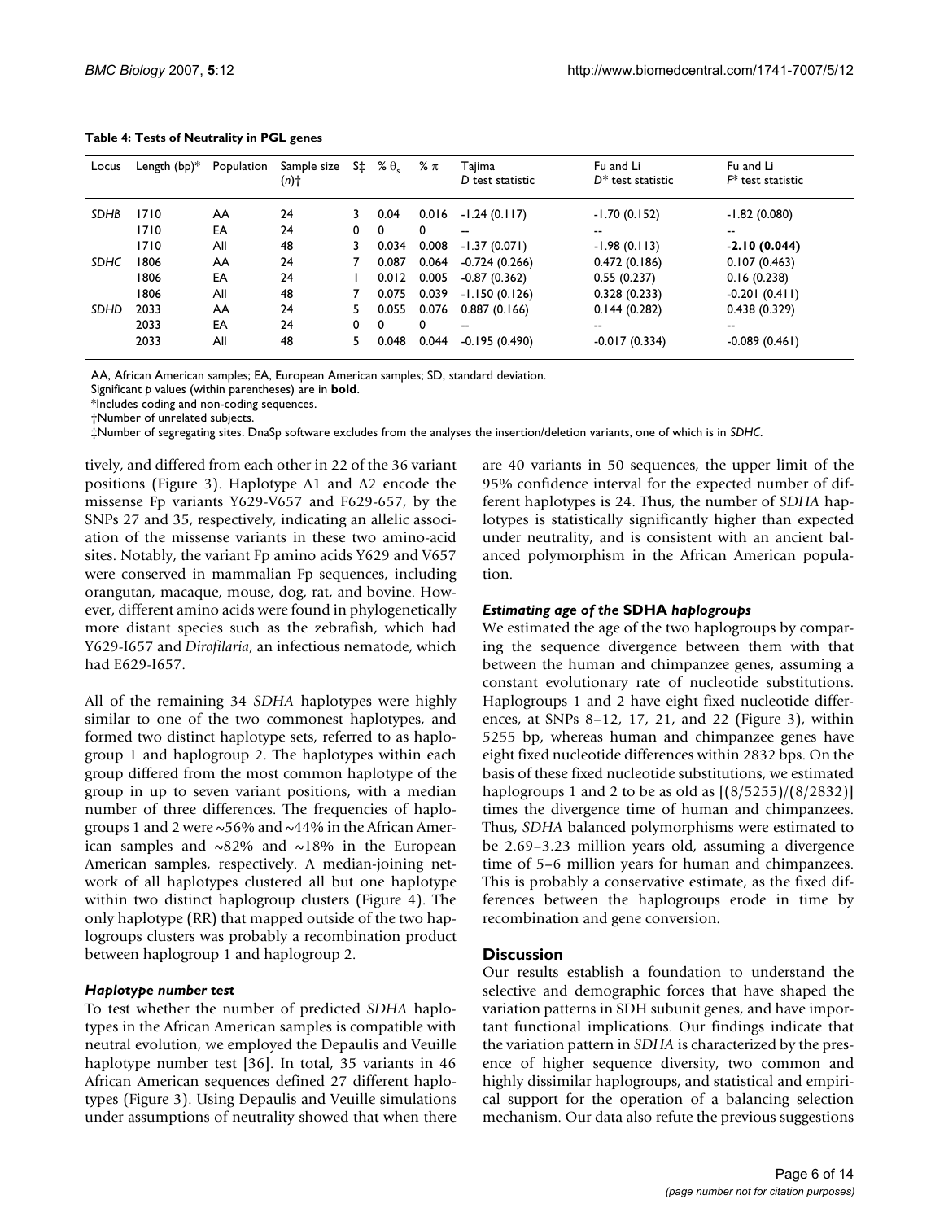**Table 4: Tests of Neutrality in PGL genes**

| Locus | Length (bp)* | Population | Sample size ($n$)† | S‡ | % $\theta_s$ | % $\pi$ | Tajima $D$ test statistic | Fu and Li $D^*$ test statistic | Fu and Li $F^*$ test statistic |
|---|---|---|---|---|---|---|---|---|---|
| *SDHB* | 1710 | AA | 24 | 3 | 0.04 | 0.016 | -1.24 (0.117) | -1.70 (0.152) | -1.82 (0.080) |
| | 1710 | EA | 24 | 0 | 0 | 0 | -- | -- | -- |
| | 1710 | All | 48 | 3 | 0.034 | 0.008 | -1.37 (0.071) | -1.98 (0.113) | **-2.10 (0.044)** |
| *SDHC* | 1806 | AA | 24 | 7 | 0.087 | 0.064 | -0.724 (0.266) | 0.472 (0.186) | 0.107 (0.463) |
| | 1806 | EA | 24 | 1 | 0.012 | 0.005 | -0.87 (0.362) | 0.55 (0.237) | 0.16 (0.238) |
| | 1806 | All | 48 | 7 | 0.075 | 0.039 | -1.150 (0.126) | 0.328 (0.233) | -0.201 (0.411) |
| *SDHD* | 2033 | AA | 24 | 5 | 0.055 | 0.076 | 0.887 (0.166) | 0.144 (0.282) | 0.438 (0.329) |
| | 2033 | EA | 24 | 0 | 0 | 0 | -- | -- | -- |
| | 2033 | All | 48 | 5 | 0.048 | 0.044 | -0.195 (0.490) | -0.017 (0.334) | -0.089 (0.461) |

AA, African American samples; EA, European American samples; SD, standard deviation.
Significant $p$ values (within parentheses) are in **bold**.
*Includes coding and non-coding sequences.
†Number of unrelated subjects.
‡Number of segregating sites. DnaSp software excludes from the analyses the insertion/deletion variants, one of which is in *SDHC*.

tively, and differed from each other in 22 of the 36 variant positions (Figure 3). Haplotype A1 and A2 encode the missense Fp variants Y629-V657 and F629-657, by the SNPs 27 and 35, respectively, indicating an allelic association of the missense variants in these two amino-acid sites. Notably, the variant Fp amino acids Y629 and V657 were conserved in mammalian Fp sequences, including orangutan, macaque, mouse, dog, rat, and bovine. However, different amino acids were found in phylogenetically more distant species such as the zebrafish, which had Y629-I657 and *Dirofilaria*, an infectious nematode, which had E629-I657.

All of the remaining 34 *SDHA* haplotypes were highly similar to one of the two commonest haplotypes, and formed two distinct haplotype sets, referred to as haplogroup 1 and haplogroup 2. The haplotypes within each group differed from the most common haplotype of the group in up to seven variant positions, with a median number of three differences. The frequencies of haplogroups 1 and 2 were ~56% and ~44% in the African American samples and ~82% and ~18% in the European American samples, respectively. A median-joining network of all haplotypes clustered all but one haplotype within two distinct haplogroup clusters (Figure 4). The only haplotype (RR) that mapped outside of the two haplogroups clusters was probably a recombination product between haplogroup 1 and haplogroup 2.

### *Haplotype number test*

To test whether the number of predicted *SDHA* haplotypes in the African American samples is compatible with neutral evolution, we employed the Depaulis and Veuille haplotype number test [36]. In total, 35 variants in 46 African American sequences defined 27 different haplotypes (Figure 3). Using Depaulis and Veuille simulations under assumptions of neutrality showed that when there are 40 variants in 50 sequences, the upper limit of the 95% confidence interval for the expected number of different haplotypes is 24. Thus, the number of *SDHA* haplotypes is statistically significantly higher than expected under neutrality, and is consistent with an ancient balanced polymorphism in the African American population.

### *Estimating age of the* SDHA *haplogroups*

We estimated the age of the two haplogroups by comparing the sequence divergence between them with that between the human and chimpanzee genes, assuming a constant evolutionary rate of nucleotide substitutions. Haplogroups 1 and 2 have eight fixed nucleotide differences, at SNPs 8–12, 17, 21, and 22 (Figure 3), within 5255 bp, whereas human and chimpanzee genes have eight fixed nucleotide differences within 2832 bps. On the basis of these fixed nucleotide substitutions, we estimated haplogroups 1 and 2 to be as old as $[(8/5255)/(8/2832)]$ times the divergence time of human and chimpanzees. Thus, *SDHA* balanced polymorphisms were estimated to be 2.69–3.23 million years old, assuming a divergence time of 5–6 million years for human and chimpanzees. This is probably a conservative estimate, as the fixed differences between the haplogroups erode in time by recombination and gene conversion.

## Discussion

Our results establish a foundation to understand the selective and demographic forces that have shaped the variation patterns in SDH subunit genes, and have important functional implications. Our findings indicate that the variation pattern in *SDHA* is characterized by the presence of higher sequence diversity, two common and highly dissimilar haplogroups, and statistical and empirical support for the operation of a balancing selection mechanism. Our data also refute the previous suggestions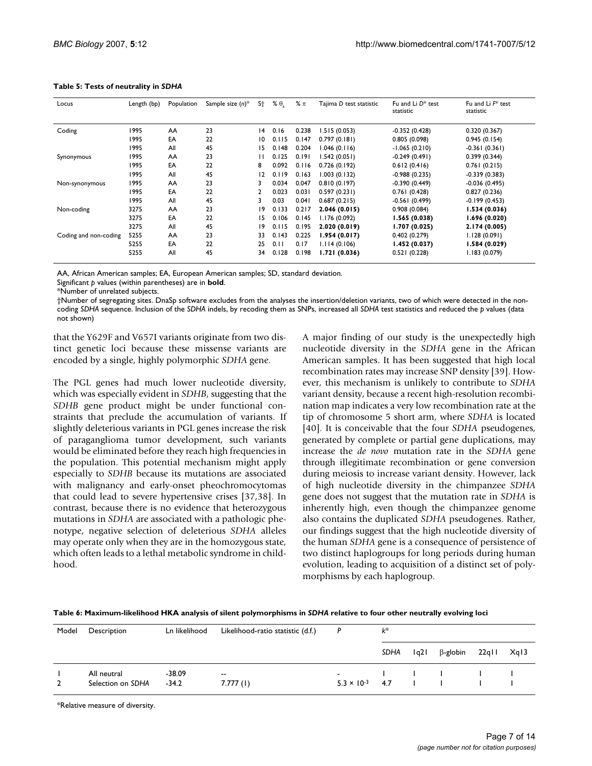**Table 5: Tests of neutrality in *SDHA***

| Locus | Length (bp) | Population | Sample size ($n$)* | S† | % $\theta_s$ | % $\pi$ | Tajima *D* test statistic | Fu and Li $D^*$ test statistic | Fu and Li $F^*$ test statistic |
|---|---|---|---|---|---|---|---|---|---|
| Coding | 1995 | AA | 23 | 14 | 0.16 | 0.238 | 1.515 (0.053) | -0.352 (0.428) | 0.320 (0.367) |
| | 1995 | EA | 22 | 10 | 0.115 | 0.147 | 0.797 (0.181) | 0.805 (0.098) | 0.945 (0.154) |
| | 1995 | All | 45 | 15 | 0.148 | 0.204 | 1.046 (0.116) | -1.065 (0.210) | -0.361 (0.361) |
| Synonymous | 1995 | AA | 23 | 11 | 0.125 | 0.191 | 1.542 (0.051) | -0.249 (0.491) | 0.399 (0.344) |
| | 1995 | EA | 22 | 8 | 0.092 | 0.116 | 0.726 (0.192) | 0.612 (0.416) | 0.761 (0.215) |
| | 1995 | All | 45 | 12 | 0.119 | 0.163 | 1.003 (0.132) | -0.988 (0.235) | -0.339 (0.383) |
| Non-synonymous | 1995 | AA | 23 | 3 | 0.034 | 0.047 | 0.810 (0.197) | -0.390 (0.449) | -0.036 (0.495) |
| | 1995 | EA | 22 | 2 | 0.023 | 0.031 | 0.597 (0.231) | 0.761 (0.428) | 0.827 (0.236) |
| | 1995 | All | 45 | 3 | 0.03 | 0.041 | 0.687 (0.215) | -0.561 (0.499) | -0.199 (0.453) |
| Non-coding | 3275 | AA | 23 | 19 | 0.133 | 0.217 | **2.046 (0.015)** | 0.908 (0.084) | **1.534 (0.036)** |
| | 3275 | EA | 22 | 15 | 0.106 | 0.145 | 1.176 (0.092) | **1.565 (0.038)** | **1.696 (0.020)** |
| | 3275 | All | 45 | 19 | 0.115 | 0.195 | **2.020 (0.019)** | **1.707 (0.025)** | **2.174 (0.005)** |
| Coding and non-coding | 5255 | AA | 23 | 33 | 0.143 | 0.225 | **1.954 (0.017)** | 0.402 (0.279) | 1.128 (0.091) |
| | 5255 | EA | 22 | 25 | 0.11 | 0.17 | 1.114 (0.106) | **1.452 (0.037)** | **1.584 (0.029)** |
| | 5255 | All | 45 | 34 | 0.128 | 0.198 | **1.721 (0.036)** | 0.521 (0.228) | 1.183 (0.079) |

AA, African American samples; EA, European American samples; SD, standard deviation.
Significant *p* values (within parentheses) are in **bold**.
*Number of unrelated subjects.
†Number of segregating sites. DnaSp software excludes from the analyses the insertion/deletion variants, two of which were detected in the non-coding *SDHA* sequence. Inclusion of the *SDHA* indels, by recoding them as SNPs, increased all *SDHA* test statistics and reduced the *p* values (data not shown)

that the Y629F and V657I variants originate from two distinct genetic loci because these missense variants are encoded by a single, highly polymorphic *SDHA* gene.

The PGL genes had much lower nucleotide diversity, which was especially evident in *SDHB*, suggesting that the *SDHB* gene product might be under functional constraints that preclude the accumulation of variants. If slightly deleterious variants in PGL genes increase the risk of paraganglioma tumor development, such variants would be eliminated before they reach high frequencies in the population. This potential mechanism might apply especially to *SDHB* because its mutations are associated with malignancy and early-onset pheochromocytomas that could lead to severe hypertensive crises [37,38]. In contrast, because there is no evidence that heterozygous mutations in *SDHA* are associated with a pathologic phenotype, negative selection of deleterious *SDHA* alleles may operate only when they are in the homozygous state, which often leads to a lethal metabolic syndrome in childhood.

A major finding of our study is the unexpectedly high nucleotide diversity in the *SDHA* gene in the African American samples. It has been suggested that high local recombination rates may increase SNP density [39]. However, this mechanism is unlikely to contribute to *SDHA* variant density, because a recent high-resolution recombination map indicates a very low recombination rate at the tip of chromosome 5 short arm, where *SDHA* is located [40]. It is conceivable that the four *SDHA* pseudogenes, generated by complete or partial gene duplications, may increase the *de novo* mutation rate in the *SDHA* gene through illegitimate recombination or gene conversion during meiosis to increase variant density. However, lack of high nucleotide diversity in the chimpanzee *SDHA* gene does not suggest that the mutation rate in *SDHA* is inherently high, even though the chimpanzee genome also contains the duplicated *SDHA* pseudogenes. Rather, our findings suggest that the high nucleotide diversity of the human *SDHA* gene is a consequence of persistence of two distinct haplogroups for long periods during human evolution, leading to acquisition of a distinct set of polymorphisms by each haplogroup.

**Table 6: Maximum-likelihood HKA analysis of silent polymorphisms in *SDHA* relative to four other neutrally evolving loci**

| Model | Description | Ln likelihood | Likelihood-ratio statistic (d.f.) | *P* | $k^*$ | | | | |
|---|---|---|---|---|---|---|---|---|---|
| | | | | | *SDHA* | 1q21 | β-globin | 22q11 | Xq13 |
| 1 | All neutral | -38.09 | -- | - | 1 | 1 | 1 | 1 | 1 |
| 2 | Selection on *SDHA* | -34.2 | 7.777 (1) | $5.3 \times 10^{-3}$ | 4.7 | 1 | 1 | 1 | 1 |

*Relative measure of diversity.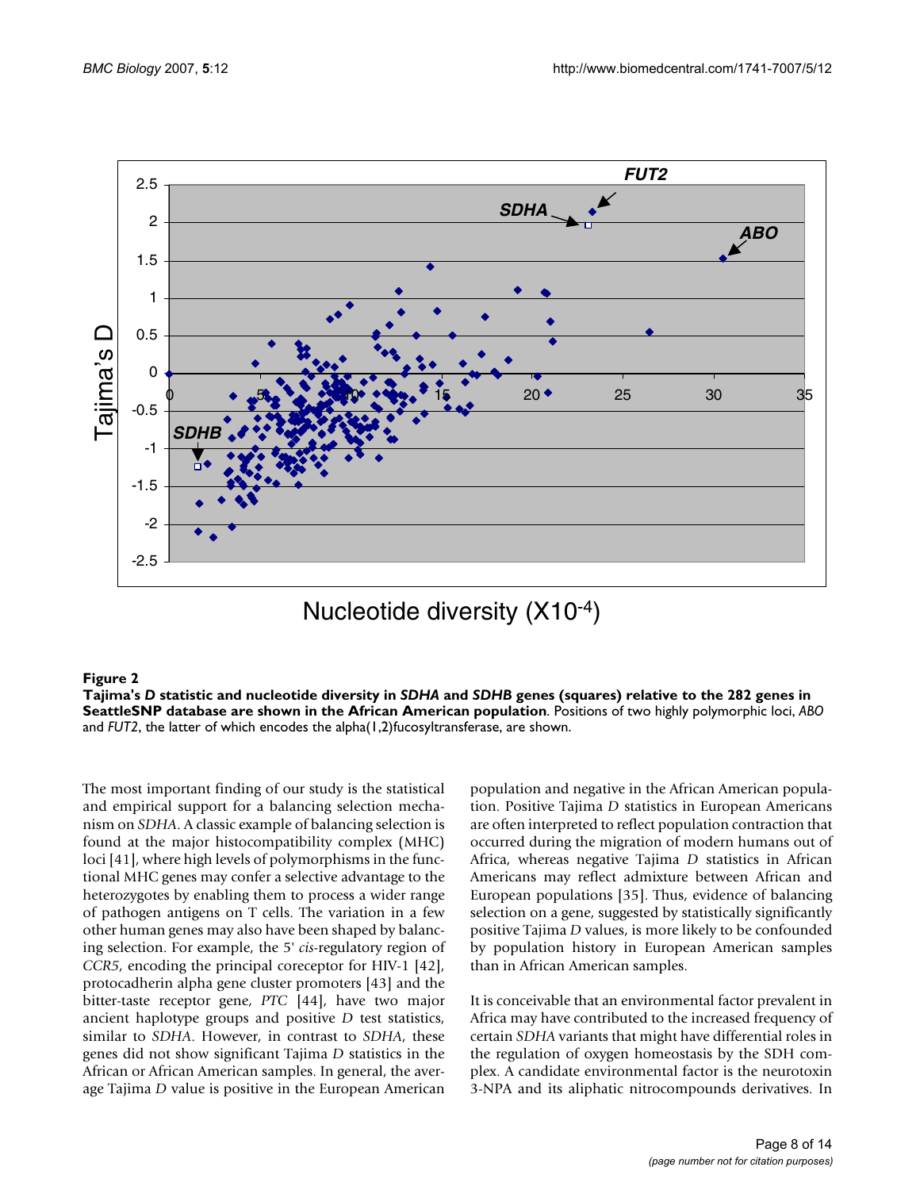**Figure 2**

**Tajima's *D* statistic and nucleotide diversity in *SDHA* and *SDHB* genes (squares) relative to the 282 genes in SeattleSNP database are shown in the African American population**. Positions of two highly polymorphic loci, *ABO* and *FUT2*, the latter of which encodes the alpha(1,2)fucosyltransferase, are shown.

The most important finding of our study is the statistical and empirical support for a balancing selection mechanism on *SDHA*. A classic example of balancing selection is found at the major histocompatibility complex (MHC) loci [41], where high levels of polymorphisms in the functional MHC genes may confer a selective advantage to the heterozygotes by enabling them to process a wider range of pathogen antigens on T cells. The variation in a few other human genes may also have been shaped by balancing selection. For example, the 5' *cis*-regulatory region of *CCR5*, encoding the principal coreceptor for HIV-1 [42], protocadherin alpha gene cluster promoters [43] and the bitter-taste receptor gene, *PTC* [44], have two major ancient haplotype groups and positive *D* test statistics, similar to *SDHA*. However, in contrast to *SDHA*, these genes did not show significant Tajima *D* statistics in the African or African American samples. In general, the average Tajima *D* value is positive in the European American population and negative in the African American population. Positive Tajima *D* statistics in European Americans are often interpreted to reflect population contraction that occurred during the migration of modern humans out of Africa, whereas negative Tajima *D* statistics in African Americans may reflect admixture between African and European populations [35]. Thus, evidence of balancing selection on a gene, suggested by statistically significantly positive Tajima *D* values, is more likely to be confounded by population history in European American samples than in African American samples.

It is conceivable that an environmental factor prevalent in Africa may have contributed to the increased frequency of certain *SDHA* variants that might have differential roles in the regulation of oxygen homeostasis by the SDH complex. A candidate environmental factor is the neurotoxin 3-NPA and its aliphatic nitrocompounds derivatives. In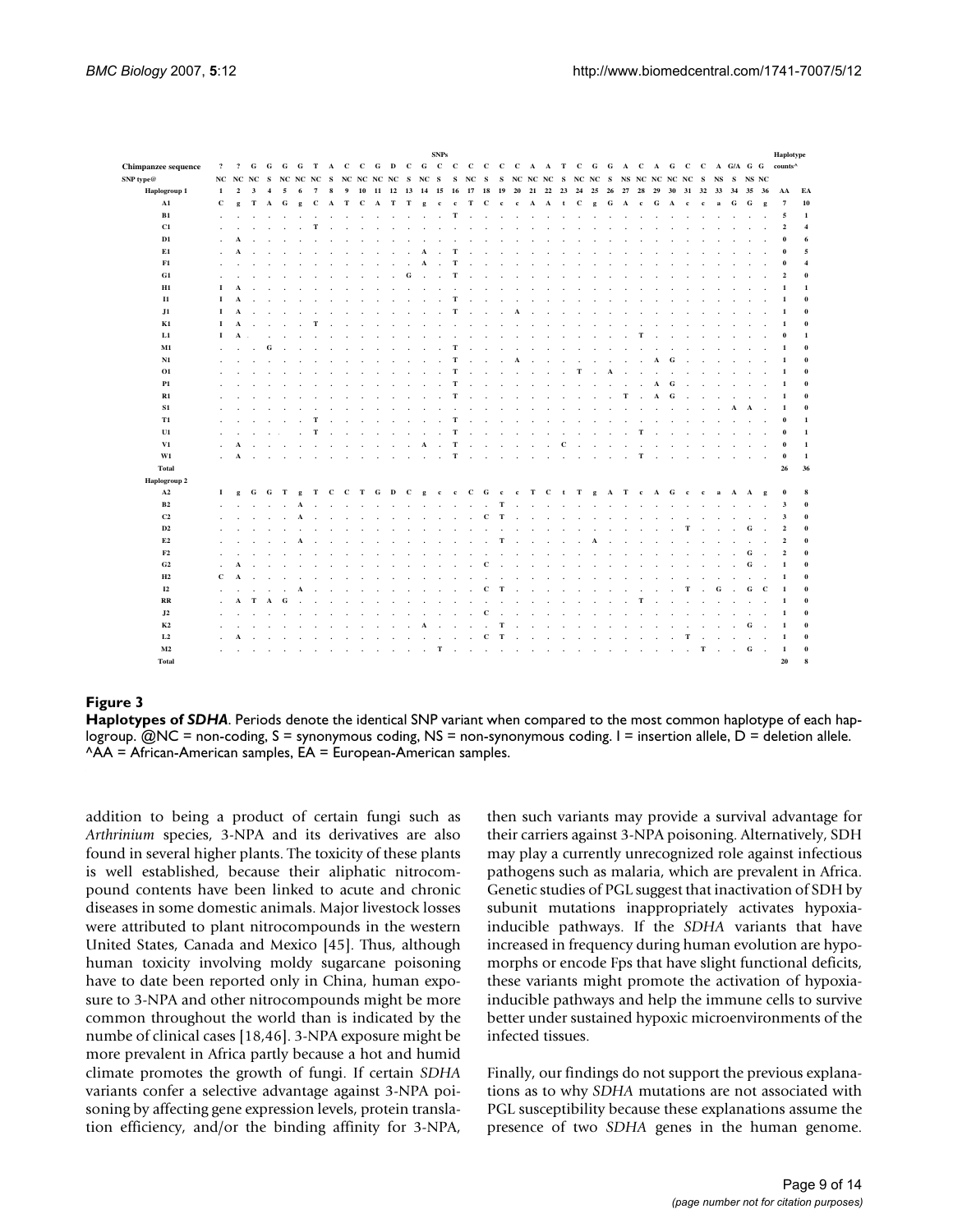| | SNPs | | | | | | | | | | | | | | | | | | | | | | | | | | | | | | | | | | | | Haplotype counts^ | |
|---|---|---|---|---|---|---|---|---|---|---|---|---|---|---|---|---|---|---|---|---|---|---|---|---|---|---|---|---|---|---|---|---|---|---|---|---|---|---|
| **Chimpanzee sequence** | ? | ? | G | G | G | G | T | A | C | C | G | D | C | G | C | C | C | C | C | C | A | A | T | C | G | G | A | C | A | G | C | C | A | G/A | G | G | | |
| **SNP type@** | NC | NC | NC | S | NC | NC | NC | S | NC | NC | NC | NC | S | NC | S | S | NC | S | S | NC | NC | NC | S | NC | NC | S | NS | NC | NC | NC | NC | S | NS | S | NS | NC | | |
| **Haplogroup 1** | 1 | 2 | 3 | 4 | 5 | 6 | 7 | 8 | 9 | 10 | 11 | 12 | 13 | 14 | 15 | 16 | 17 | 18 | 19 | 20 | 21 | 22 | 23 | 24 | 25 | 26 | 27 | 28 | 29 | 30 | 31 | 32 | 33 | 34 | 35 | 36 | AA | EA |
| A1 | C | g | T | A | G | g | C | A | T | C | A | T | T | g | c | c | T | C | c | c | A | A | t | C | g | G | A | c | G | A | c | c | a | G | G | g | 7 | 10 |
| B1 | . | . | . | . | . | . | . | . | . | . | . | . | . | . | . | T | . | . | . | . | . | . | . | . | . | . | . | . | . | . | . | . | . | . | . | . | 5 | 1 |
| C1 | . | . | . | . | . | . | T | . | . | . | . | . | . | . | . | . | . | . | . | . | . | . | . | . | . | . | . | . | . | . | . | . | . | . | . | . | 2 | 4 |
| D1 | . | A | . | . | . | . | . | . | . | . | . | . | . | . | . | . | . | . | . | . | . | . | . | . | . | . | . | . | . | . | . | . | . | . | . | . | 0 | 6 |
| E1 | . | A | . | . | . | . | . | . | . | . | . | . | . | A | . | T | . | . | . | . | . | . | . | . | . | . | . | . | . | . | . | . | . | . | . | . | 0 | 5 |
| F1 | . | . | . | . | . | . | . | . | . | . | . | . | . | A | . | T | . | . | . | . | . | . | . | . | . | . | . | . | . | . | . | . | . | . | . | . | 0 | 4 |
| G1 | . | . | . | . | . | . | . | . | . | . | . | . | G | . | . | T | . | . | . | . | . | . | . | . | . | . | . | . | . | . | . | . | . | . | . | . | 2 | 0 |
| H1 | I | A | . | . | . | . | . | . | . | . | . | . | . | . | . | . | . | . | . | . | . | . | . | . | . | . | . | . | . | . | . | . | . | . | . | . | 1 | 1 |
| I1 | I | A | . | . | . | . | . | . | . | . | . | . | . | . | . | T | . | . | . | . | . | . | . | . | . | . | . | . | . | . | . | . | . | . | . | . | 1 | 0 |
| J1 | I | A | . | . | . | . | . | . | . | . | . | . | . | . | . | T | . | . | . | A | . | . | . | . | . | . | . | . | . | . | . | . | . | . | . | . | 1 | 0 |
| K1 | I | A | . | . | . | . | T | . | . | . | . | . | . | . | . | . | . | . | . | . | . | . | . | . | . | . | . | . | . | . | . | . | . | . | . | . | 1 | 0 |
| L1 | I | A | . | . | . | . | . | . | . | . | . | . | . | . | . | . | . | . | . | . | . | . | . | . | . | . | . | T | . | . | . | . | . | . | . | . | 0 | 1 |
| M1 | . | . | . | G | . | . | . | . | . | . | . | . | . | . | . | T | . | . | . | . | . | . | . | . | . | . | . | . | . | . | . | . | . | . | . | . | 1 | 0 |
| N1 | . | . | . | . | . | . | . | . | . | . | . | . | . | . | . | T | . | . | . | A | . | . | . | . | . | . | . | . | A | G | . | . | . | . | . | . | 1 | 0 |
| O1 | . | . | . | . | . | . | . | . | . | . | . | . | . | . | . | T | . | . | . | . | . | . | . | T | . | A | . | . | . | . | . | . | . | . | . | . | 1 | 0 |
| P1 | . | . | . | . | . | . | . | . | . | . | . | . | . | . | . | T | . | . | . | . | . | . | . | . | . | . | . | . | A | G | . | . | . | . | . | . | 1 | 0 |
| R1 | . | . | . | . | . | . | . | . | . | . | . | . | . | . | . | T | . | . | . | . | . | . | . | . | . | . | T | . | A | G | . | . | . | . | . | . | 1 | 0 |
| S1 | . | . | . | . | . | . | . | . | . | . | . | . | . | . | . | . | . | . | . | . | . | . | . | . | . | . | . | . | . | . | . | . | . | A | A | . | 1 | 0 |
| T1 | . | . | . | . | . | . | T | . | . | . | . | . | . | . | . | T | . | . | . | . | . | . | . | . | . | . | . | . | . | . | . | . | . | . | . | . | 0 | 1 |
| U1 | . | . | . | . | . | . | T | . | . | . | . | . | . | . | . | T | . | . | . | . | . | . | . | . | . | . | . | T | . | . | . | . | . | . | . | . | 0 | 1 |
| V1 | . | A | . | . | . | . | . | . | . | . | . | . | . | A | . | T | . | . | . | . | . | . | C | . | . | . | . | . | . | . | . | . | . | . | . | . | 0 | 1 |
| W1 | . | A | . | . | . | . | . | . | . | . | . | . | . | . | . | T | . | . | . | . | . | . | . | . | . | . | . | T | . | . | . | . | . | . | . | . | 0 | 1 |
| **Total** | | | | | | | | | | | | | | | | | | | | | | | | | | | | | | | | | | | | | 26 | 36 |
| **Haplogroup 2** | | | | | | | | | | | | | | | | | | | | | | | | | | | | | | | | | | | | | | |
| A2 | I | g | G | G | T | g | T | C | C | T | G | D | C | g | c | c | C | G | c | c | T | C | t | T | g | A | T | c | A | G | c | c | a | A | A | g | 0 | 8 |
| B2 | . | . | . | . | . | A | . | . | . | . | . | . | . | . | . | . | . | . | T | . | . | . | . | . | . | . | . | . | . | . | . | . | . | . | . | . | 3 | 0 |
| C2 | . | . | . | . | . | A | . | . | . | . | . | . | . | . | . | . | . | C | T | . | . | . | . | . | . | . | . | . | . | . | . | . | . | . | . | . | 3 | 0 |
| D2 | . | . | . | . | . | . | . | . | . | . | . | . | . | . | . | . | . | . | . | . | . | . | . | . | . | . | . | . | . | . | T | . | . | . | G | . | 2 | 0 |
| E2 | . | . | . | . | . | A | . | . | . | . | . | . | . | . | . | . | . | . | T | . | . | . | . | . | . | A | . | . | . | . | . | . | . | . | . | . | 2 | 0 |
| F2 | . | . | . | . | . | . | . | . | . | . | . | . | . | . | . | . | . | . | . | . | . | . | . | . | . | . | . | . | . | . | . | . | . | . | G | . | 2 | 0 |
| G2 | . | A | . | . | . | . | . | . | . | . | . | . | . | . | . | . | . | C | . | . | . | . | . | . | . | . | . | . | . | . | . | . | . | . | G | . | 1 | 0 |
| H2 | C | A | . | . | . | . | . | . | . | . | . | . | . | . | . | . | . | . | . | . | . | . | . | . | . | . | . | . | . | . | . | . | . | . | . | . | 1 | 0 |
| I2 | . | . | . | . | . | A | . | . | . | . | . | . | . | . | . | . | . | C | T | . | . | . | . | . | . | . | . | . | . | . | T | . | G | . | G | C | 1 | 0 |
| RR | . | A | T | A | G | . | . | . | . | . | . | . | . | . | . | . | . | . | . | . | . | . | . | . | . | . | . | T | . | . | . | . | . | . | . | . | 1 | 0 |
| J2 | . | . | . | . | . | . | . | . | . | . | . | . | . | . | . | . | . | C | . | . | . | . | . | . | . | . | . | . | . | . | . | . | . | . | . | . | 1 | 0 |
| K2 | . | . | . | . | . | . | . | . | . | . | . | . | . | A | . | . | . | . | T | . | . | . | . | . | . | . | . | . | . | . | . | . | . | . | G | . | 1 | 0 |
| L2 | . | A | . | . | . | . | . | . | . | . | . | . | . | . | . | . | . | C | T | . | . | . | . | . | . | . | . | . | . | . | T | . | . | . | . | . | 1 | 0 |
| M2 | . | . | . | . | . | . | . | . | . | . | . | . | . | . | T | . | . | . | . | . | . | . | . | . | . | . | . | . | . | . | . | T | . | . | G | . | 1 | 0 |
| **Total** | | | | | | | | | | | | | | | | | | | | | | | | | | | | | | | | | | | | | 20 | 8 |

**Figure 3**

**Haplotypes of *SDHA***. Periods denote the identical SNP variant when compared to the most common haplotype of each haplogroup. @NC = non-coding, S = synonymous coding, NS = non-synonymous coding. I = insertion allele, D = deletion allele. ^AA = African-American samples, EA = European-American samples.

addition to being a product of certain fungi such as *Arthrinium* species, 3-NPA and its derivatives are also found in several higher plants. The toxicity of these plants is well established, because their aliphatic nitrocompound contents have been linked to acute and chronic diseases in some domestic animals. Major livestock losses were attributed to plant nitrocompounds in the western United States, Canada and Mexico [45]. Thus, although human toxicity involving moldy sugarcane poisoning have to date been reported only in China, human exposure to 3-NPA and other nitrocompounds might be more common throughout the world than is indicated by the numbe of clinical cases [18,46]. 3-NPA exposure might be more prevalent in Africa partly because a hot and humid climate promotes the growth of fungi. If certain *SDHA* variants confer a selective advantage against 3-NPA poisoning by affecting gene expression levels, protein translation efficiency, and/or the binding affinity for 3-NPA, then such variants may provide a survival advantage for their carriers against 3-NPA poisoning. Alternatively, SDH may play a currently unrecognized role against infectious pathogens such as malaria, which are prevalent in Africa. Genetic studies of PGL suggest that inactivation of SDH by subunit mutations inappropriately activates hypoxia-inducible pathways. If the *SDHA* variants that have increased in frequency during human evolution are hypomorphs or encode Fps that have slight functional deficits, these variants might promote the activation of hypoxia-inducible pathways and help the immune cells to survive better under sustained hypoxic microenvironments of the infected tissues.

Finally, our findings do not support the previous explanations as to why *SDHA* mutations are not associated with PGL susceptibility because these explanations assume the presence of two *SDHA* genes in the human genome.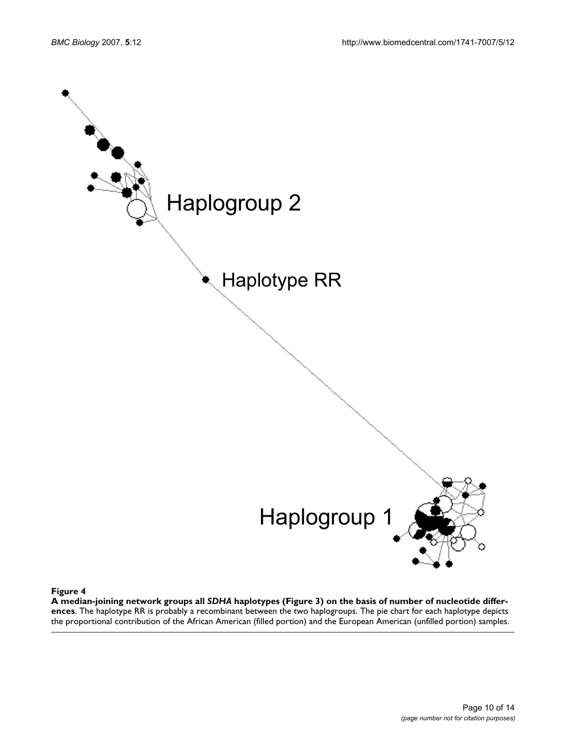**Figure 4**

**A median-joining network groups all *SDHA* haplotypes (Figure 3) on the basis of number of nucleotide differences**. The haplotype RR is probably a recombinant between the two haplogroups. The pie chart for each haplotype depicts the proportional contribution of the African American (filled portion) and the European American (unfilled portion) samples.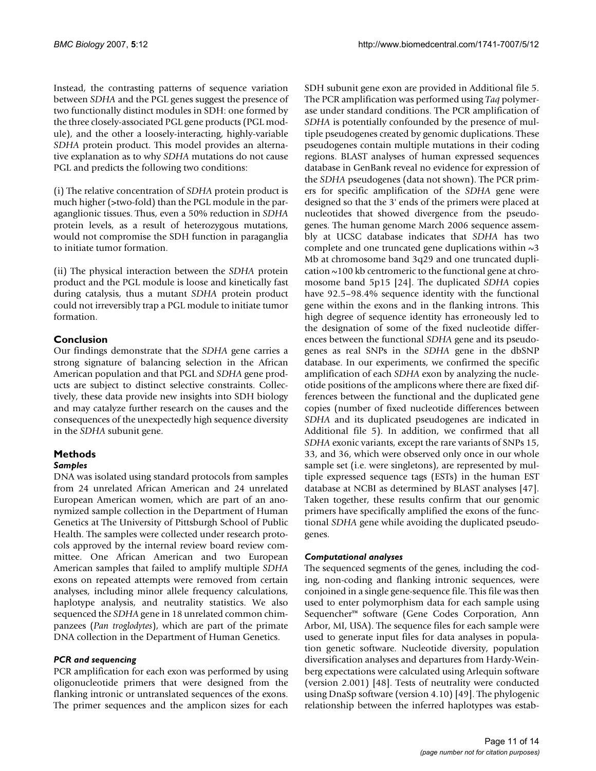Instead, the contrasting patterns of sequence variation between *SDHA* and the PGL genes suggest the presence of two functionally distinct modules in SDH: one formed by the three closely-associated PGL gene products (PGL module), and the other a loosely-interacting, highly-variable *SDHA* protein product. This model provides an alternative explanation as to why *SDHA* mutations do not cause PGL and predicts the following two conditions:

(i) The relative concentration of *SDHA* protein product is much higher (>two-fold) than the PGL module in the paraganglionic tissues. Thus, even a 50% reduction in *SDHA* protein levels, as a result of heterozygous mutations, would not compromise the SDH function in paraganglia to initiate tumor formation.

(ii) The physical interaction between the *SDHA* protein product and the PGL module is loose and kinetically fast during catalysis, thus a mutant *SDHA* protein product could not irreversibly trap a PGL module to initiate tumor formation.

## Conclusion

Our findings demonstrate that the *SDHA* gene carries a strong signature of balancing selection in the African American population and that PGL and *SDHA* gene products are subject to distinct selective constraints. Collectively, these data provide new insights into SDH biology and may catalyze further research on the causes and the consequences of the unexpectedly high sequence diversity in the *SDHA* subunit gene.

## Methods

### *Samples*

DNA was isolated using standard protocols from samples from 24 unrelated African American and 24 unrelated European American women, which are part of an anonymized sample collection in the Department of Human Genetics at The University of Pittsburgh School of Public Health. The samples were collected under research protocols approved by the internal review board review committee. One African American and two European American samples that failed to amplify multiple *SDHA* exons on repeated attempts were removed from certain analyses, including minor allele frequency calculations, haplotype analysis, and neutrality statistics. We also sequenced the *SDHA* gene in 18 unrelated common chimpanzees (*Pan troglodytes*), which are part of the primate DNA collection in the Department of Human Genetics.

### *PCR and sequencing*

PCR amplification for each exon was performed by using oligonucleotide primers that were designed from the flanking intronic or untranslated sequences of the exons. The primer sequences and the amplicon sizes for each SDH subunit gene exon are provided in Additional file 5. The PCR amplification was performed using *Taq* polymerase under standard conditions. The PCR amplification of *SDHA* is potentially confounded by the presence of multiple pseudogenes created by genomic duplications. These pseudogenes contain multiple mutations in their coding regions. BLAST analyses of human expressed sequences database in GenBank reveal no evidence for expression of the *SDHA* pseudogenes (data not shown). The PCR primers for specific amplification of the *SDHA* gene were designed so that the 3' ends of the primers were placed at nucleotides that showed divergence from the pseudogenes. The human genome March 2006 sequence assembly at UCSC database indicates that *SDHA* has two complete and one truncated gene duplications within ~3 Mb at chromosome band 3q29 and one truncated duplication ~100 kb centromeric to the functional gene at chromosome band 5p15 [24]. The duplicated *SDHA* copies have 92.5–98.4% sequence identity with the functional gene within the exons and in the flanking introns. This high degree of sequence identity has erroneously led to the designation of some of the fixed nucleotide differences between the functional *SDHA* gene and its pseudogenes as real SNPs in the *SDHA* gene in the dbSNP database. In our experiments, we confirmed the specific amplification of each *SDHA* exon by analyzing the nucleotide positions of the amplicons where there are fixed differences between the functional and the duplicated gene copies (number of fixed nucleotide differences between *SDHA* and its duplicated pseudogenes are indicated in Additional file 5). In addition, we confirmed that all *SDHA* exonic variants, except the rare variants of SNPs 15, 33, and 36, which were observed only once in our whole sample set (i.e. were singletons), are represented by multiple expressed sequence tags (ESTs) in the human EST database at NCBI as determined by BLAST analyses [47]. Taken together, these results confirm that our genomic primers have specifically amplified the exons of the functional *SDHA* gene while avoiding the duplicated pseudogenes.

### *Computational analyses*

The sequenced segments of the genes, including the coding, non-coding and flanking intronic sequences, were conjoined in a single gene-sequence file. This file was then used to enter polymorphism data for each sample using Sequencher™ software (Gene Codes Corporation, Ann Arbor, MI, USA). The sequence files for each sample were used to generate input files for data analyses in population genetic software. Nucleotide diversity, population diversification analyses and departures from Hardy-Weinberg expectations were calculated using Arlequin software (version 2.001) [48]. Tests of neutrality were conducted using DnaSp software (version 4.10) [49]. The phylogenic relationship between the inferred haplotypes was estab-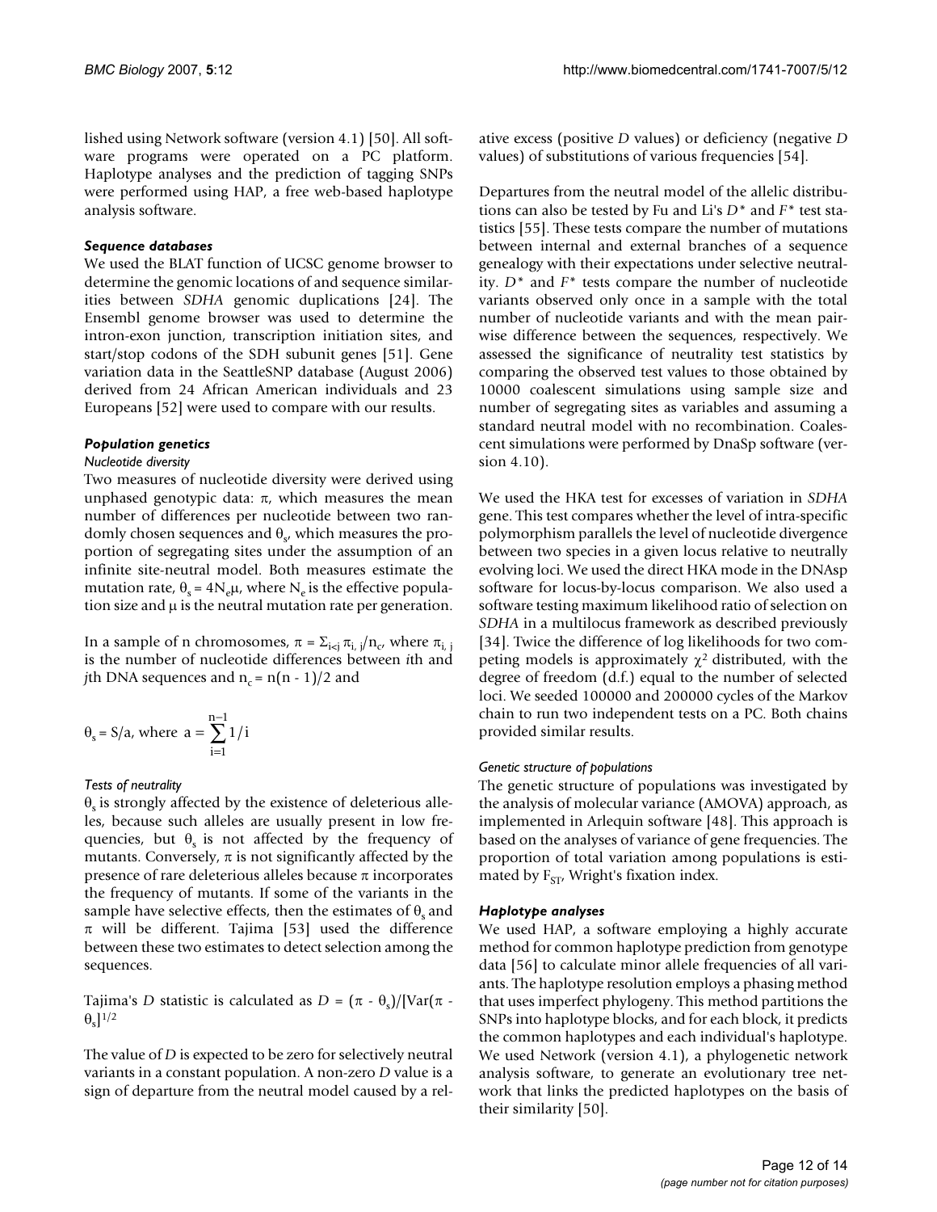lished using Network software (version 4.1) [50]. All software programs were operated on a PC platform. Haplotype analyses and the prediction of tagging SNPs were performed using HAP, a free web-based haplotype analysis software.

### *Sequence databases*

We used the BLAT function of UCSC genome browser to determine the genomic locations of and sequence similarities between *SDHA* genomic duplications [24]. The Ensembl genome browser was used to determine the intron-exon junction, transcription initiation sites, and start/stop codons of the SDH subunit genes [51]. Gene variation data in the SeattleSNP database (August 2006) derived from 24 African American individuals and 23 Europeans [52] were used to compare with our results.

### *Population genetics*

#### *Nucleotide diversity*

Two measures of nucleotide diversity were derived using unphased genotypic data: $\pi$, which measures the mean number of differences per nucleotide between two randomly chosen sequences and $\theta_s$, which measures the proportion of segregating sites under the assumption of an infinite site-neutral model. Both measures estimate the mutation rate, $\theta_s = 4N_e\mu$, where $N_e$ is the effective population size and $\mu$ is the neutral mutation rate per generation.

In a sample of n chromosomes, $\pi = \Sigma_{i<j} \pi_{i,j}/n_c$, where $\pi_{i,j}$ is the number of nucleotide differences between *i*th and *j*th DNA sequences and $n_c = n(n-1)/2$ and

$$\theta_s = S/a, \text{ where } a = \sum_{i=1}^{n-1} 1/i$$

#### *Tests of neutrality*

$\theta_s$ is strongly affected by the existence of deleterious alleles, because such alleles are usually present in low frequencies, but $\theta_s$ is not affected by the frequency of mutants. Conversely, $\pi$ is not significantly affected by the presence of rare deleterious alleles because $\pi$ incorporates the frequency of mutants. If some of the variants in the sample have selective effects, then the estimates of $\theta_s$ and $\pi$ will be different. Tajima [53] used the difference between these two estimates to detect selection among the sequences.

Tajima's *D* statistic is calculated as $D = (\pi - \theta_s)/[\mathrm{Var}(\pi - \theta_s]^{1/2}$

The value of *D* is expected to be zero for selectively neutral variants in a constant population. A non-zero *D* value is a sign of departure from the neutral model caused by a relative excess (positive *D* values) or deficiency (negative *D* values) of substitutions of various frequencies [54].

Departures from the neutral model of the allelic distributions can also be tested by Fu and Li's *D\** and *F\** test statistics [55]. These tests compare the number of mutations between internal and external branches of a sequence genealogy with their expectations under selective neutrality. *D\** and *F\** tests compare the number of nucleotide variants observed only once in a sample with the total number of nucleotide variants and with the mean pairwise difference between the sequences, respectively. We assessed the significance of neutrality test statistics by comparing the observed test values to those obtained by 10000 coalescent simulations using sample size and number of segregating sites as variables and assuming a standard neutral model with no recombination. Coalescent simulations were performed by DnaSp software (version 4.10).

We used the HKA test for excesses of variation in *SDHA* gene. This test compares whether the level of intra-specific polymorphism parallels the level of nucleotide divergence between two species in a given locus relative to neutrally evolving loci. We used the direct HKA mode in the DNAsp software for locus-by-locus comparison. We also used a software testing maximum likelihood ratio of selection on *SDHA* in a multilocus framework as described previously [34]. Twice the difference of log likelihoods for two competing models is approximately $\chi^2$ distributed, with the degree of freedom (d.f.) equal to the number of selected loci. We seeded 100000 and 200000 cycles of the Markov chain to run two independent tests on a PC. Both chains provided similar results.

#### *Genetic structure of populations*

The genetic structure of populations was investigated by the analysis of molecular variance (AMOVA) approach, as implemented in Arlequin software [48]. This approach is based on the analyses of variance of gene frequencies. The proportion of total variation among populations is estimated by $F_{ST}$, Wright's fixation index.

### *Haplotype analyses*

We used HAP, a software employing a highly accurate method for common haplotype prediction from genotype data [56] to calculate minor allele frequencies of all variants. The haplotype resolution employs a phasing method that uses imperfect phylogeny. This method partitions the SNPs into haplotype blocks, and for each block, it predicts the common haplotypes and each individual's haplotype. We used Network (version 4.1), a phylogenetic network analysis software, to generate an evolutionary tree network that links the predicted haplotypes on the basis of their similarity [50].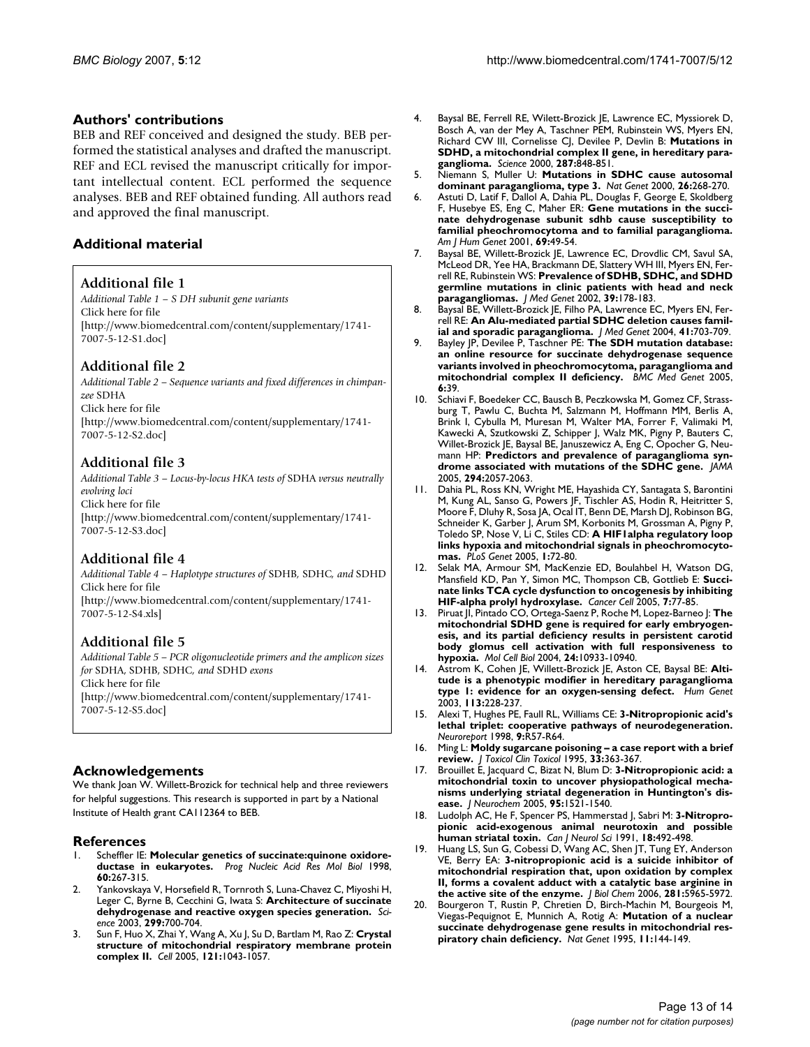## Authors' contributions

BEB and REF conceived and designed the study. BEB performed the statistical analyses and drafted the manuscript. REF and ECL revised the manuscript critically for important intellectual content. ECL performed the sequence analyses. BEB and REF obtained funding. All authors read and approved the final manuscript.

## Additional material

### Additional file 1

*Additional Table 1 – S DH subunit gene variants*
Click here for file
[http://www.biomedcentral.com/content/supplementary/1741-7007-5-12-S1.doc]

### Additional file 2

*Additional Table 2 – Sequence variants and fixed differences in chimpanzee* SDHA
Click here for file
[http://www.biomedcentral.com/content/supplementary/1741-7007-5-12-S2.doc]

### Additional file 3

*Additional Table 3 – Locus-by-locus HKA tests of* SDHA *versus neutrally evolving loci*
Click here for file
[http://www.biomedcentral.com/content/supplementary/1741-7007-5-12-S3.doc]

### Additional file 4

*Additional Table 4 – Haplotype structures of* SDHB*,* SDHC*, and* SDHD
Click here for file
[http://www.biomedcentral.com/content/supplementary/1741-7007-5-12-S4.xls]

### Additional file 5

*Additional Table 5 – PCR oligonucleotide primers and the amplicon sizes for* SDHA*,* SDHB*,* SDHC*, and* SDHD *exons*
Click here for file
[http://www.biomedcentral.com/content/supplementary/1741-7007-5-12-S5.doc]

## Acknowledgements

We thank Joan W. Willett-Brozick for technical help and three reviewers for helpful suggestions. This research is supported in part by a National Institute of Health grant CA112364 to BEB.

## References

1. Scheffler IE: **Molecular genetics of succinate:quinone oxidoreductase in eukaryotes.** *Prog Nucleic Acid Res Mol Biol* 1998, **60:**267-315.
2. Yankovskaya V, Horsefield R, Tornroth S, Luna-Chavez C, Miyoshi H, Leger C, Byrne B, Cecchini G, Iwata S: **Architecture of succinate dehydrogenase and reactive oxygen species generation.** *Science* 2003, **299:**700-704.
3. Sun F, Huo X, Zhai Y, Wang A, Xu J, Su D, Bartlam M, Rao Z: **Crystal structure of mitochondrial respiratory membrane protein complex II.** *Cell* 2005, **121:**1043-1057.
4. Baysal BE, Ferrell RE, Willett-Brozick JE, Lawrence EC, Myssiorek D, Bosch A, van der Mey A, Taschner PEM, Rubinstein WS, Myers EN, Richard CW III, Cornelisse CJ, Devilee P, Devlin B: **Mutations in SDHD, a mitochondrial complex II gene, in hereditary paraganglioma.** *Science* 2000, **287:**848-851.
5. Niemann S, Muller U: **Mutations in SDHC cause autosomal dominant paraganglioma, type 3.** *Nat Genet* 2000, **26:**268-270.
6. Astuti D, Latif F, Dallol A, Dahia PL, Douglas F, George E, Skoldberg F, Husebye ES, Eng C, Maher ER: **Gene mutations in the succinate dehydrogenase subunit sdhb cause susceptibility to familial pheochromocytoma and to familial paraganglioma.** *Am J Hum Genet* 2001, **69:**49-54.
7. Baysal BE, Willett-Brozick JE, Lawrence EC, Drovdlic CM, Savul SA, McLeod DR, Yee HA, Brackmann DE, Slattery WH III, Myers EN, Ferrell RE, Rubinstein WS: **Prevalence of SDHB, SDHC, and SDHD germline mutations in clinic patients with head and neck paragangliomas.** *J Med Genet* 2002, **39:**178-183.
8. Baysal BE, Willett-Brozick JE, Filho PA, Lawrence EC, Myers EN, Ferrell RE: **An Alu-mediated partial SDHC deletion causes familial and sporadic paraganglioma.** *J Med Genet* 2004, **41:**703-709.
9. Bayley JP, Devilee P, Taschner PE: **The SDH mutation database: an online resource for succinate dehydrogenase sequence variants involved in pheochromocytoma, paraganglioma and mitochondrial complex II deficiency.** *BMC Med Genet* 2005, **6:**39.
10. Schiavi F, Boedeker CC, Bausch B, Peczkowska M, Gomez CF, Strassburg T, Pawlu C, Buchta M, Salzmann M, Hoffmann MM, Berlis A, Brink I, Cybulla M, Muresan M, Walter MA, Forrer F, Valimaki M, Kawecki A, Szutkowski Z, Schipper J, Walz MK, Pigny P, Bauters C, Willet-Brozick JE, Baysal BE, Januszewicz A, Eng C, Opocher G, Neumann HP: **Predictors and prevalence of paraganglioma syndrome associated with mutations of the SDHC gene.** *JAMA* 2005, **294:**2057-2063.
11. Dahia PL, Ross KN, Wright ME, Hayashida CY, Santagata S, Barontini M, Kung AL, Sanso G, Powers JF, Tischler AS, Hodin R, Heitritter S, Moore F, Dluhy R, Sosa JA, Ocal IT, Benn DE, Marsh DJ, Robinson BG, Schneider K, Garber J, Arum SM, Korbonits M, Grossman A, Pigny P, Toledo SP, Nose V, Li C, Stiles CD: **A HIF1alpha regulatory loop links hypoxia and mitochondrial signals in pheochromocytomas.** *PLoS Genet* 2005, **1:**72-80.
12. Selak MA, Armour SM, MacKenzie ED, Boulahbel H, Watson DG, Mansfield KD, Pan Y, Simon MC, Thompson CB, Gottlieb E: **Succinate links TCA cycle dysfunction to oncogenesis by inhibiting HIF-alpha prolyl hydroxylase.** *Cancer Cell* 2005, **7:**77-85.
13. Piruat JI, Pintado CO, Ortega-Saenz P, Roche M, Lopez-Barneo J: **The mitochondrial SDHD gene is required for early embryogenesis, and its partial deficiency results in persistent carotid body glomus cell activation with full responsiveness to hypoxia.** *Mol Cell Biol* 2004, **24:**10933-10940.
14. Astrom K, Cohen JE, Willett-Brozick JE, Aston CE, Baysal BE: **Altitude is a phenotypic modifier in hereditary paraganglioma type 1: evidence for an oxygen-sensing defect.** *Hum Genet* 2003, **113:**228-237.
15. Alexi T, Hughes PE, Faull RL, Williams CE: **3-Nitropropionic acid's lethal triplet: cooperative pathways of neurodegeneration.** *Neuroreport* 1998, **9:**R57-R64.
16. Ming L: **Moldy sugarcane poisoning – a case report with a brief review.** *J Toxicol Clin Toxicol* 1995, **33:**363-367.
17. Brouillet E, Jacquard C, Bizat N, Blum D: **3-Nitropropionic acid: a mitochondrial toxin to uncover physiopathological mechanisms underlying striatal degeneration in Huntington's disease.** *J Neurochem* 2005, **95:**1521-1540.
18. Ludolph AC, He F, Spencer PS, Hammerstad J, Sabri M: **3-Nitropropionic acid-exogenous animal neurotoxin and possible human striatal toxin.** *Can J Neurol Sci* 1991, **18:**492-498.
19. Huang LS, Sun G, Cobessi D, Wang AC, Shen JT, Tung EY, Anderson VE, Berry EA: **3-nitropropionic acid is a suicide inhibitor of mitochondrial respiration that, upon oxidation by complex II, forms a covalent adduct with a catalytic base arginine in the active site of the enzyme.** *J Biol Chem* 2006, **281:**5965-5972.
20. Bourgeron T, Rustin P, Chretien D, Birch-Machin M, Bourgeois M, Viegas-Pequignot E, Munnich A, Rotig A: **Mutation of a nuclear succinate dehydrogenase gene results in mitochondrial respiratory chain deficiency.** *Nat Genet* 1995, **11:**144-149.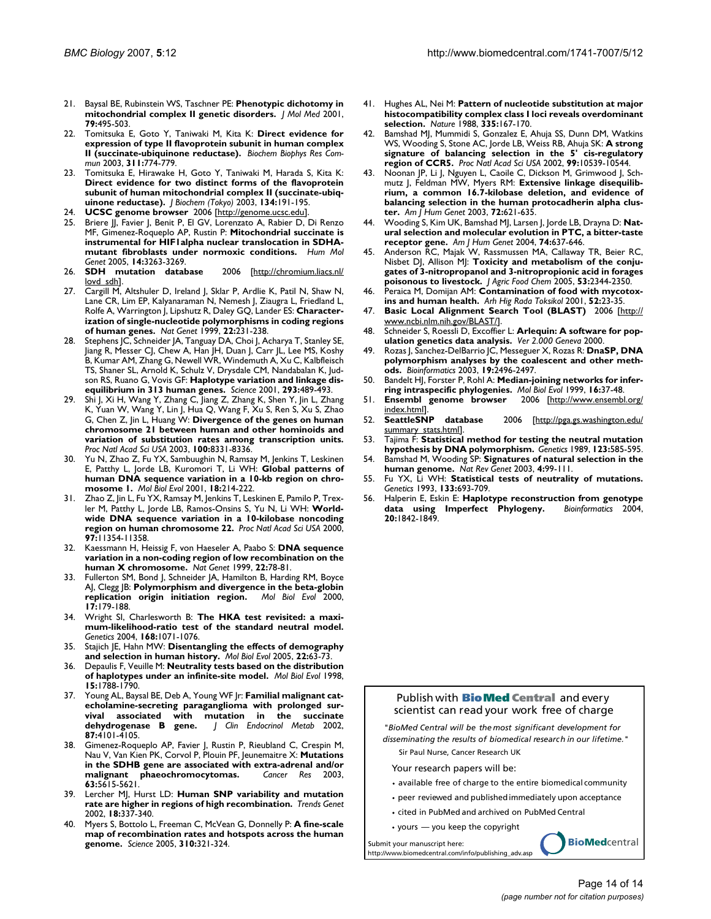21. Baysal BE, Rubinstein WS, Taschner PE: **Phenotypic dichotomy in mitochondrial complex II genetic disorders.** *J Mol Med* 2001, **79:**495-503.
22. Tomitsuka E, Goto Y, Taniwaki M, Kita K: **Direct evidence for expression of type II flavoprotein subunit in human complex II (succinate-ubiquinone reductase).** *Biochem Biophys Res Commun* 2003, **311:**774-779.
23. Tomitsuka E, Hirawake H, Goto Y, Taniwaki M, Harada S, Kita K: **Direct evidence for two distinct forms of the flavoprotein subunit of human mitochondrial complex II (succinate-ubiquinone reductase).** *J Biochem (Tokyo)* 2003, **134:**191-195.
24. **UCSC genome browser** 2006 [http://genome.ucsc.edu].
25. Briere JJ, Favier J, Benit P, El GV, Lorenzato A, Rabier D, Di Renzo MF, Gimenez-Roqueplo AP, Rustin P: **Mitochondrial succinate is instrumental for HIF1alpha nuclear translocation in SDHA-mutant fibroblasts under normoxic conditions.** *Hum Mol Genet* 2005, **14:**3263-3269.
26. **SDH mutation database** 2006 [http://chromium.liacs.nl/lovd_sdh].
27. Cargill M, Altshuler D, Ireland J, Sklar P, Ardlie K, Patil N, Shaw N, Lane CR, Lim EP, Kalyanaraman N, Nemesh J, Ziaugra L, Friedland L, Rolfe A, Warrington J, Lipshutz R, Daley GQ, Lander ES: **Characterization of single-nucleotide polymorphisms in coding regions of human genes.** *Nat Genet* 1999, **22:**231-238.
28. Stephens JC, Schneider JA, Tanguay DA, Choi J, Acharya T, Stanley SE, Jiang R, Messer CJ, Chew A, Han JH, Duan J, Carr JL, Lee MS, Koshy B, Kumar AM, Zhang G, Newell WR, Windemuth A, Xu C, Kalbfleisch TS, Shaner SL, Arnold K, Schulz V, Drysdale CM, Nandabalan K, Judson RS, Ruano G, Vovis GF: **Haplotype variation and linkage disequilibrium in 313 human genes.** *Science* 2001, **293:**489-493.
29. Shi J, Xi H, Wang Y, Zhang C, Jiang Z, Zhang K, Shen Y, Jin L, Zhang K, Yuan W, Wang Y, Lin J, Hua Q, Wang F, Xu S, Ren S, Xu S, Zhao G, Chen Z, Jin L, Huang W: **Divergence of the genes on human chromosome 21 between human and other hominoids and variation of substitution rates among transcription units.** *Proc Natl Acad Sci USA* 2003, **100:**8331-8336.
30. Yu N, Zhao Z, Fu YX, Sambuughin N, Ramsay M, Jenkins T, Leskinen E, Patthy L, Jorde LB, Kuromori T, Li WH: **Global patterns of human DNA sequence variation in a 10-kb region on chromosome 1.** *Mol Biol Evol* 2001, **18:**214-222.
31. Zhao Z, Jin L, Fu YX, Ramsay M, Jenkins T, Leskinen E, Pamilo P, Trexler M, Patthy L, Jorde LB, Ramos-Onsins S, Yu N, Li WH: **Worldwide DNA sequence variation in a 10-kilobase noncoding region on human chromosome 22.** *Proc Natl Acad Sci USA* 2000, **97:**11354-11358.
32. Kaessmann H, Heissig F, von Haeseler A, Paabo S: **DNA sequence variation in a non-coding region of low recombination on the human X chromosome.** *Nat Genet* 1999, **22:**78-81.
33. Fullerton SM, Bond J, Schneider JA, Hamilton B, Harding RM, Boyce AJ, Clegg JB: **Polymorphism and divergence in the beta-globin replication origin initiation region.** *Mol Biol Evol* 2000, **17:**179-188.
34. Wright SI, Charlesworth B: **The HKA test revisited: a maximum-likelihood-ratio test of the standard neutral model.** *Genetics* 2004, **168:**1071-1076.
35. Stajich JE, Hahn MW: **Disentangling the effects of demography and selection in human history.** *Mol Biol Evol* 2005, **22:**63-73.
36. Depaulis F, Veuille M: **Neutrality tests based on the distribution of haplotypes under an infinite-site model.** *Mol Biol Evol* 1998, **15:**1788-1790.
37. Young AL, Baysal BE, Deb A, Young WF Jr: **Familial malignant catecholamine-secreting paraganglioma with prolonged survival associated with mutation in the succinate dehydrogenase B gene.** *J Clin Endocrinol Metab* 2002, **87:**4101-4105.
38. Gimenez-Roqueplo AP, Favier J, Rustin P, Rieubland C, Crespin M, Nau V, Van Kien PK, Corvol P, Plouin PF, Jeunemaitre X: **Mutations in the SDHB gene are associated with extra-adrenal and/or malignant phaeochromocytomas.** *Cancer Res* 2003, **63:**5615-5621.
39. Lercher MJ, Hurst LD: **Human SNP variability and mutation rate are higher in regions of high recombination.** *Trends Genet* 2002, **18:**337-340.
40. Myers S, Bottolo L, Freeman C, McVean G, Donnelly P: **A fine-scale map of recombination rates and hotspots across the human genome.** *Science* 2005, **310:**321-324.
41. Hughes AL, Nei M: **Pattern of nucleotide substitution at major histocompatibility complex class I loci reveals overdominant selection.** *Nature* 1988, **335:**167-170.
42. Bamshad MJ, Mummidi S, Gonzalez E, Ahuja SS, Dunn DM, Watkins WS, Wooding S, Stone AC, Jorde LB, Weiss RB, Ahuja SK: **A strong signature of balancing selection in the 5' cis-regulatory region of CCR5.** *Proc Natl Acad Sci USA* 2002, **99:**10539-10544.
43. Noonan JP, Li J, Nguyen L, Caoile C, Dickson M, Grimwood J, Schmutz J, Feldman MW, Myers RM: **Extensive linkage disequilibrium, a common 16.7-kilobase deletion, and evidence of balancing selection in the human protocadherin alpha cluster.** *Am J Hum Genet* 2003, **72:**621-635.
44. Wooding S, Kim UK, Bamshad MJ, Larsen J, Jorde LB, Drayna D: **Natural selection and molecular evolution in PTC, a bitter-taste receptor gene.** *Am J Hum Genet* 2004, **74:**637-646.
45. Anderson RC, Majak W, Rassmussen MA, Callaway TR, Beier RC, Nisbet DJ, Allison MJ: **Toxicity and metabolism of the conjugates of 3-nitropropanol and 3-nitropropionic acid in forages poisonous to livestock.** *J Agric Food Chem* 2005, **53:**2344-2350.
46. Peraica M, Domijan AM: **Contamination of food with mycotoxins and human health.** *Arh Hig Rada Toksikol* 2001, **52:**23-35.
47. **Basic Local Alignment Search Tool (BLAST)** 2006 [http://www.ncbi.nlm.nih.gov/BLAST/].
48. Schneider S, Roessli D, Excoffier L: **Arlequin: A software for population genetics data analysis.** *Ver 2.000 Geneva* 2000.
49. Rozas J, Sanchez-DelBarrio JC, Messeguer X, Rozas R: **DnaSP, DNA polymorphism analyses by the coalescent and other methods.** *Bioinformatics* 2003, **19:**2496-2497.
50. Bandelt HJ, Forster P, Rohl A: **Median-joining networks for inferring intraspecific phylogenies.** *Mol Biol Evol* 1999, **16:**37-48.
51. **Ensembl genome browser** 2006 [http://www.ensembl.org/index.html].
52. **SeattleSNP database** 2006 [http://pga.gs.washington.edu/summary_stats.html].
53. Tajima F: **Statistical method for testing the neutral mutation hypothesis by DNA polymorphism.** *Genetics* 1989, **123:**585-595.
54. Bamshad M, Wooding SP: **Signatures of natural selection in the human genome.** *Nat Rev Genet* 2003, **4:**99-111.
55. Fu YX, Li WH: **Statistical tests of neutrality of mutations.** *Genetics* 1993, **133:**693-709.
56. Halperin E, Eskin E: **Haplotype reconstruction from genotype data using Imperfect Phylogeny.** *Bioinformatics* 2004, **20:**1842-1849.

Publish with **BioMed Central** and every scientist can read your work free of charge

*"BioMed Central will be the most significant development for disseminating the results of biomedical research in our lifetime."*

Sir Paul Nurse, Cancer Research UK

Your research papers will be:

- available free of charge to the entire biomedical community
- peer reviewed and published immediately upon acceptance
- cited in PubMed and archived on PubMed Central
- yours — you keep the copyright

Submit your manuscript here:
http://www.biomedcentral.com/info/publishing_adv.asp

**BioMed**central